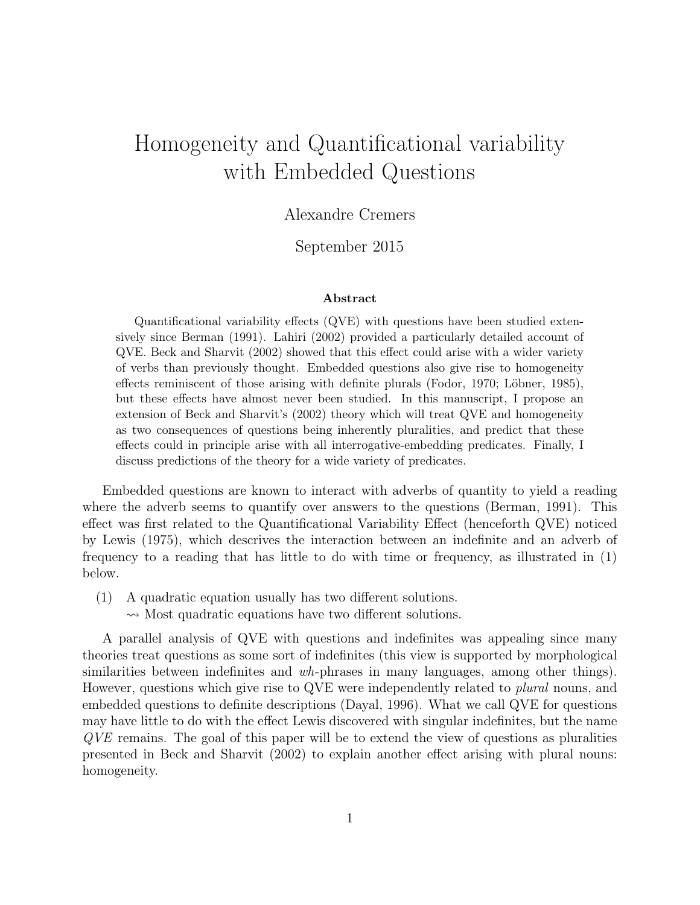# Homogeneity and Quantificational variability with Embedded Questions

Alexandre Cremers

September 2015

### Abstract

Quantificational variability effects (QVE) with questions have been studied extensively since Berman (1991). Lahiri (2002) provided a particularly detailed account of QVE. Beck and Sharvit (2002) showed that this effect could arise with a wider variety of verbs than previously thought. Embedded questions also give rise to homogeneity effects reminiscent of those arising with definite plurals (Fodor, 1970; Löbner, 1985), but these effects have almost never been studied. In this manuscript, I propose an extension of Beck and Sharvit's (2002) theory which will treat QVE and homogeneity as two consequences of questions being inherently pluralities, and predict that these effects could in principle arise with all interrogative-embedding predicates. Finally, I discuss predictions of the theory for a wide variety of predicates.

Embedded questions are known to interact with adverbs of quantity to yield a reading where the adverb seems to quantify over answers to the questions (Berman, 1991). This effect was first related to the Quantificational Variability Effect (henceforth QVE) noticed by Lewis (1975), which descrives the interaction between an indefinite and an adverb of frequency to a reading that has little to do with time or frequency, as illustrated in (1) below.

(1) A quadratic equation usually has two different solutions.
$\rightsquigarrow$ Most quadratic equations have two different solutions.

A parallel analysis of QVE with questions and indefinites was appealing since many theories treat questions as some sort of indefinites (this view is supported by morphological similarities between indefinites and *wh*-phrases in many languages, among other things). However, questions which give rise to QVE were independently related to *plural* nouns, and embedded questions to definite descriptions (Dayal, 1996). What we call QVE for questions may have little to do with the effect Lewis discovered with singular indefinites, but the name *QVE* remains. The goal of this paper will be to extend the view of questions as pluralities presented in Beck and Sharvit (2002) to explain another effect arising with plural nouns: homogeneity.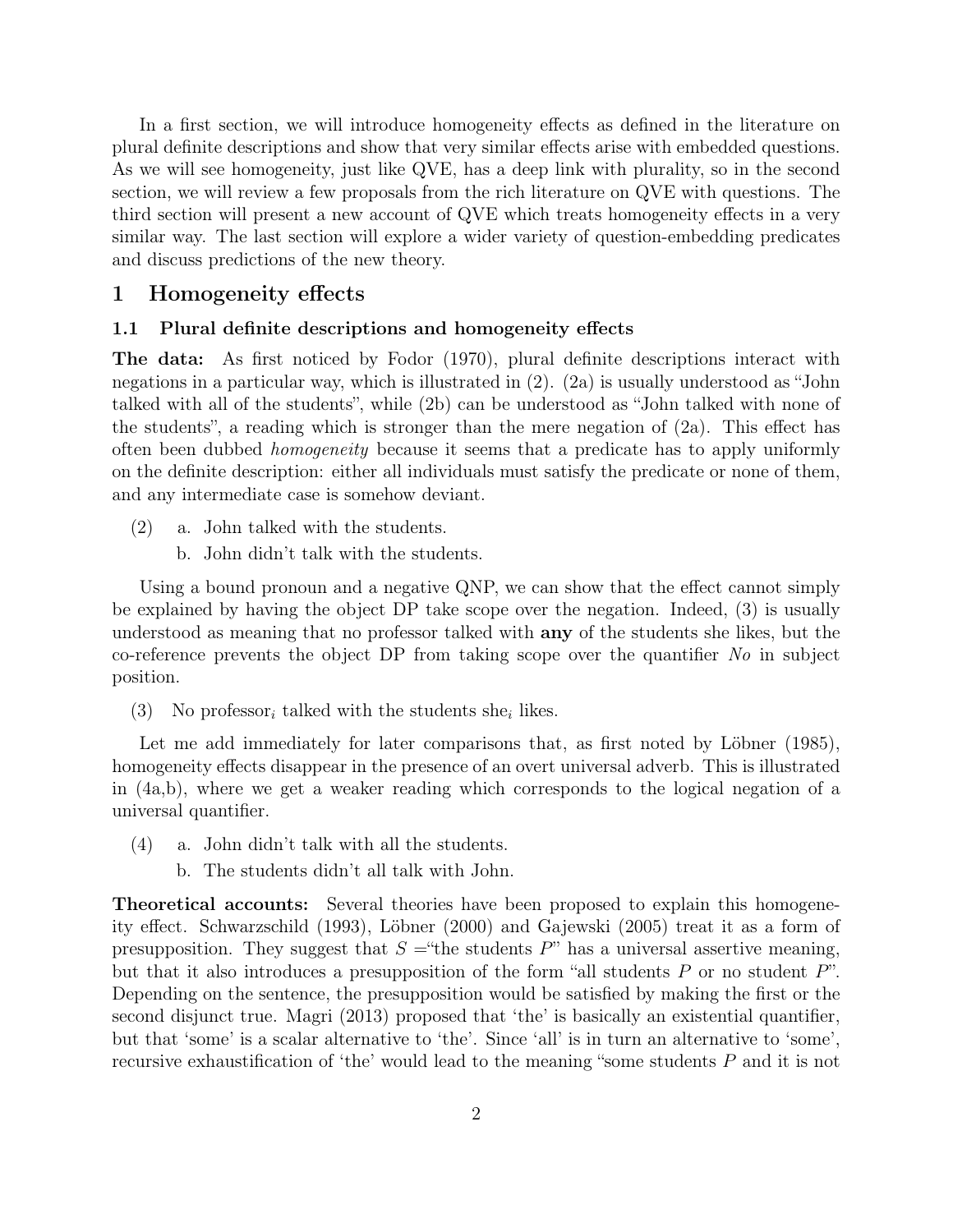In a first section, we will introduce homogeneity effects as defined in the literature on plural definite descriptions and show that very similar effects arise with embedded questions. As we will see homogeneity, just like QVE, has a deep link with plurality, so in the second section, we will review a few proposals from the rich literature on QVE with questions. The third section will present a new account of QVE which treats homogeneity effects in a very similar way. The last section will explore a wider variety of question-embedding predicates and discuss predictions of the new theory.

# 1 Homogeneity effects

## 1.1 Plural definite descriptions and homogeneity effects

**The data:** As first noticed by Fodor (1970), plural definite descriptions interact with negations in a particular way, which is illustrated in (2). (2a) is usually understood as "John talked with all of the students", while (2b) can be understood as "John talked with none of the students", a reading which is stronger than the mere negation of (2a). This effect has often been dubbed *homogeneity* because it seems that a predicate has to apply uniformly on the definite description: either all individuals must satisfy the predicate or none of them, and any intermediate case is somehow deviant.

(2) a. John talked with the students.
    b. John didn't talk with the students.

Using a bound pronoun and a negative QNP, we can show that the effect cannot simply be explained by having the object DP take scope over the negation. Indeed, (3) is usually understood as meaning that no professor talked with **any** of the students she likes, but the co-reference prevents the object DP from taking scope over the quantifier *No* in subject position.

(3) No professor$_i$ talked with the students she$_i$ likes.

Let me add immediately for later comparisons that, as first noted by Löbner (1985), homogeneity effects disappear in the presence of an overt universal adverb. This is illustrated in (4a,b), where we get a weaker reading which corresponds to the logical negation of a universal quantifier.

(4) a. John didn't talk with all the students.
    b. The students didn't all talk with John.

**Theoretical accounts:** Several theories have been proposed to explain this homogeneity effect. Schwarzschild (1993), Löbner (2000) and Gajewski (2005) treat it as a form of presupposition. They suggest that $S$ ="the students $P$" has a universal assertive meaning, but that it also introduces a presupposition of the form "all students $P$ or no student $P$". Depending on the sentence, the presupposition would be satisfied by making the first or the second disjunct true. Magri (2013) proposed that 'the' is basically an existential quantifier, but that 'some' is a scalar alternative to 'the'. Since 'all' is in turn an alternative to 'some', recursive exhaustification of 'the' would lead to the meaning "some students $P$ and it is not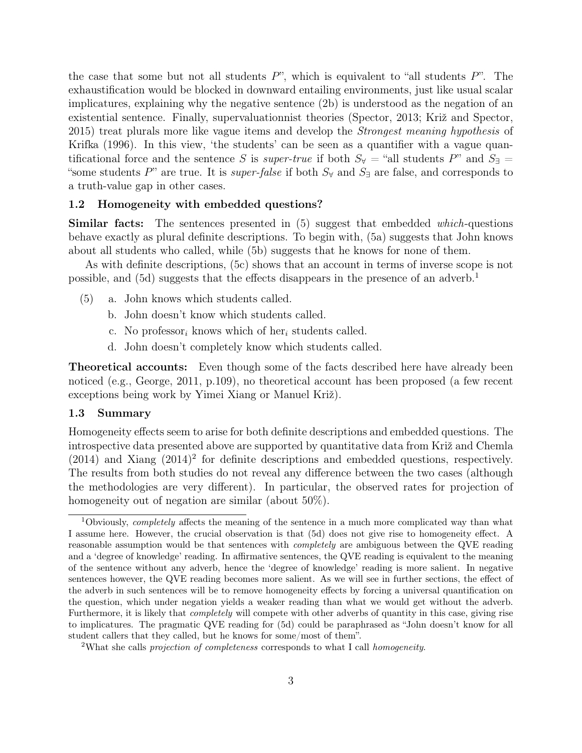the case that some but not all students $P$", which is equivalent to "all students $P$". The exhaustification would be blocked in downward entailing environments, just like usual scalar implicatures, explaining why the negative sentence (2b) is understood as the negation of an existential sentence. Finally, supervaluationnist theories (Spector, 2013; Križ and Spector, 2015) treat plurals more like vague items and develop the *Strongest meaning hypothesis* of Krifka (1996). In this view, 'the students' can be seen as a quantifier with a vague quantificational force and the sentence $S$ is *super-true* if both $S_\forall$ = "all students $P$" and $S_\exists$ = "some students $P$" are true. It is *super-false* if both $S_\forall$ and $S_\exists$ are false, and corresponds to a truth-value gap in other cases.

### 1.2 Homogeneity with embedded questions?

**Similar facts:** The sentences presented in (5) suggest that embedded *which*-questions behave exactly as plural definite descriptions. To begin with, (5a) suggests that John knows about all students who called, while (5b) suggests that he knows for none of them.

As with definite descriptions, (5c) shows that an account in terms of inverse scope is not possible, and (5d) suggests that the effects disappears in the presence of an adverb.[1]

(5) a. John knows which students called.
    b. John doesn't know which students called.
    c. No professor$_i$ knows which of her$_i$ students called.
    d. John doesn't completely know which students called.

**Theoretical accounts:** Even though some of the facts described here have already been noticed (e.g., George, 2011, p.109), no theoretical account has been proposed (a few recent exceptions being work by Yimei Xiang or Manuel Križ).

### 1.3 Summary

Homogeneity effects seem to arise for both definite descriptions and embedded questions. The introspective data presented above are supported by quantitative data from Križ and Chemla (2014) and Xiang (2014)[2] for definite descriptions and embedded questions, respectively. The results from both studies do not reveal any difference between the two cases (although the methodologies are very different). In particular, the observed rates for projection of homogeneity out of negation are similar (about 50%).

[1] Obviously, *completely* affects the meaning of the sentence in a much more complicated way than what I assume here. However, the crucial observation is that (5d) does not give rise to homogeneity effect. A reasonable assumption would be that sentences with *completely* are ambiguous between the QVE reading and a 'degree of knowledge' reading. In affirmative sentences, the QVE reading is equivalent to the meaning of the sentence without any adverb, hence the 'degree of knowledge' reading is more salient. In negative sentences however, the QVE reading becomes more salient. As we will see in further sections, the effect of the adverb in such sentences will be to remove homogeneity effects by forcing a universal quantification on the question, which under negation yields a weaker reading than what we would get without the adverb. Furthermore, it is likely that *completely* will compete with other adverbs of quantity in this case, giving rise to implicatures. The pragmatic QVE reading for (5d) could be paraphrased as "John doesn't know for all student callers that they called, but he knows for some/most of them".

[2] What she calls *projection of completeness* corresponds to what I call *homogeneity*.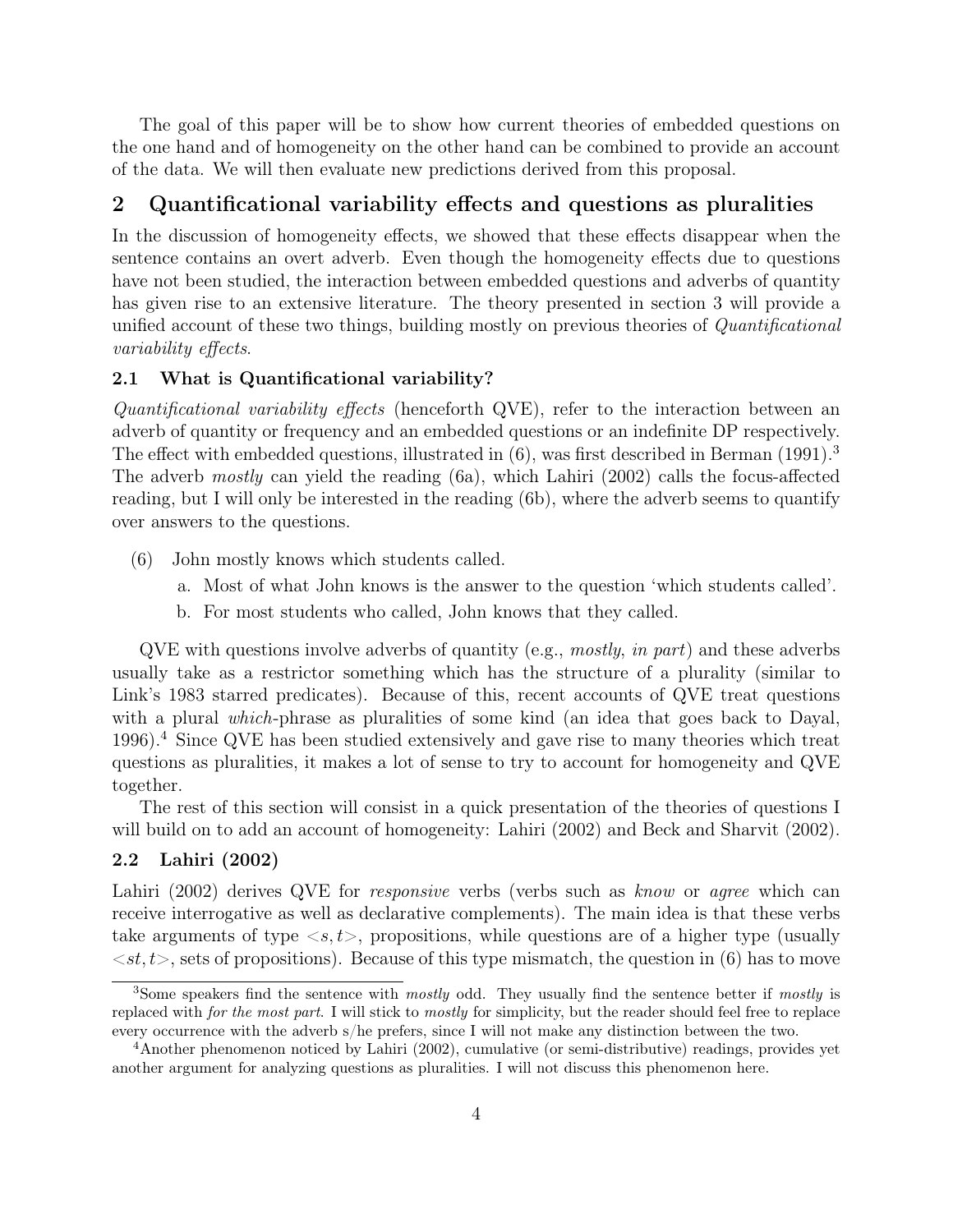The goal of this paper will be to show how current theories of embedded questions on the one hand and of homogeneity on the other hand can be combined to provide an account of the data. We will then evaluate new predictions derived from this proposal.

## 2 Quantificational variability effects and questions as pluralities

In the discussion of homogeneity effects, we showed that these effects disappear when the sentence contains an overt adverb. Even though the homogeneity effects due to questions have not been studied, the interaction between embedded questions and adverbs of quantity has given rise to an extensive literature. The theory presented in section 3 will provide a unified account of these two things, building mostly on previous theories of *Quantificational variability effects*.

### 2.1 What is Quantificational variability?

*Quantificational variability effects* (henceforth QVE), refer to the interaction between an adverb of quantity or frequency and an embedded questions or an indefinite DP respectively. The effect with embedded questions, illustrated in (6), was first described in Berman (1991).[3] The adverb *mostly* can yield the reading (6a), which Lahiri (2002) calls the focus-affected reading, but I will only be interested in the reading (6b), where the adverb seems to quantify over answers to the questions.

(6) John mostly knows which students called.

a. Most of what John knows is the answer to the question 'which students called'.

b. For most students who called, John knows that they called.

QVE with questions involve adverbs of quantity (e.g., *mostly*, *in part*) and these adverbs usually take as a restrictor something which has the structure of a plurality (similar to Link's 1983 starred predicates). Because of this, recent accounts of QVE treat questions with a plural *which*-phrase as pluralities of some kind (an idea that goes back to Dayal, 1996).[4] Since QVE has been studied extensively and gave rise to many theories which treat questions as pluralities, it makes a lot of sense to try to account for homogeneity and QVE together.

The rest of this section will consist in a quick presentation of the theories of questions I will build on to add an account of homogeneity: Lahiri (2002) and Beck and Sharvit (2002).

### 2.2 Lahiri (2002)

Lahiri (2002) derives QVE for *responsive* verbs (verbs such as *know* or *agree* which can receive interrogative as well as declarative complements). The main idea is that these verbs take arguments of type $<s, t>$, propositions, while questions are of a higher type (usually $<st, t>$, sets of propositions). Because of this type mismatch, the question in (6) has to move

---

[3] Some speakers find the sentence with *mostly* odd. They usually find the sentence better if *mostly* is replaced with *for the most part*. I will stick to *mostly* for simplicity, but the reader should feel free to replace every occurrence with the adverb s/he prefers, since I will not make any distinction between the two.

[4] Another phenomenon noticed by Lahiri (2002), cumulative (or semi-distributive) readings, provides yet another argument for analyzing questions as pluralities. I will not discuss this phenomenon here.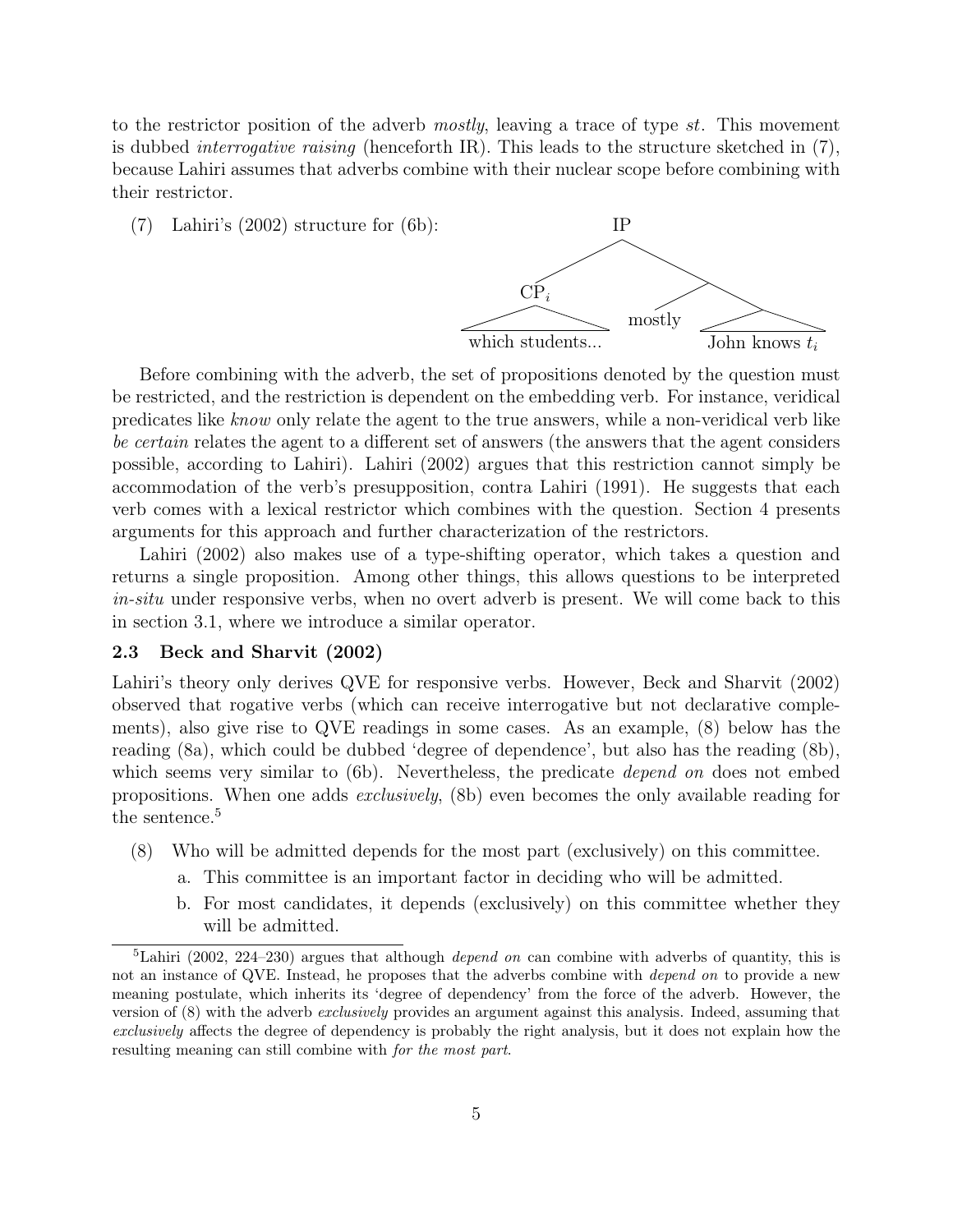to the restrictor position of the adverb *mostly*, leaving a trace of type *st*. This movement is dubbed *interrogative raising* (henceforth IR). This leads to the structure sketched in (7), because Lahiri assumes that adverbs combine with their nuclear scope before combining with their restrictor.

(7) Lahiri's (2002) structure for (6b):

```
                IP
              /    \
          CP_i      \
           /\      /  \
 which students... mostly  /\
                    John knows t_i
```

Before combining with the adverb, the set of propositions denoted by the question must be restricted, and the restriction is dependent on the embedding verb. For instance, veridical predicates like *know* only relate the agent to the true answers, while a non-veridical verb like *be certain* relates the agent to a different set of answers (the answers that the agent considers possible, according to Lahiri). Lahiri (2002) argues that this restriction cannot simply be accommodation of the verb's presupposition, contra Lahiri (1991). He suggests that each verb comes with a lexical restrictor which combines with the question. Section 4 presents arguments for this approach and further characterization of the restrictors.

Lahiri (2002) also makes use of a type-shifting operator, which takes a question and returns a single proposition. Among other things, this allows questions to be interpreted *in-situ* under responsive verbs, when no overt adverb is present. We will come back to this in section 3.1, where we introduce a similar operator.

### 2.3 Beck and Sharvit (2002)

Lahiri's theory only derives QVE for responsive verbs. However, Beck and Sharvit (2002) observed that rogative verbs (which can receive interrogative but not declarative complements), also give rise to QVE readings in some cases. As an example, (8) below has the reading (8a), which could be dubbed 'degree of dependence', but also has the reading (8b), which seems very similar to (6b). Nevertheless, the predicate *depend on* does not embed propositions. When one adds *exclusively*, (8b) even becomes the only available reading for the sentence.[5]

(8) Who will be admitted depends for the most part (exclusively) on this committee.
   a. This committee is an important factor in deciding who will be admitted.
   b. For most candidates, it depends (exclusively) on this committee whether they will be admitted.

[5] Lahiri (2002, 224–230) argues that although *depend on* can combine with adverbs of quantity, this is not an instance of QVE. Instead, he proposes that the adverbs combine with *depend on* to provide a new meaning postulate, which inherits its 'degree of dependency' from the force of the adverb. However, the version of (8) with the adverb *exclusively* provides an argument against this analysis. Indeed, assuming that *exclusively* affects the degree of dependency is probably the right analysis, but it does not explain how the resulting meaning can still combine with *for the most part*.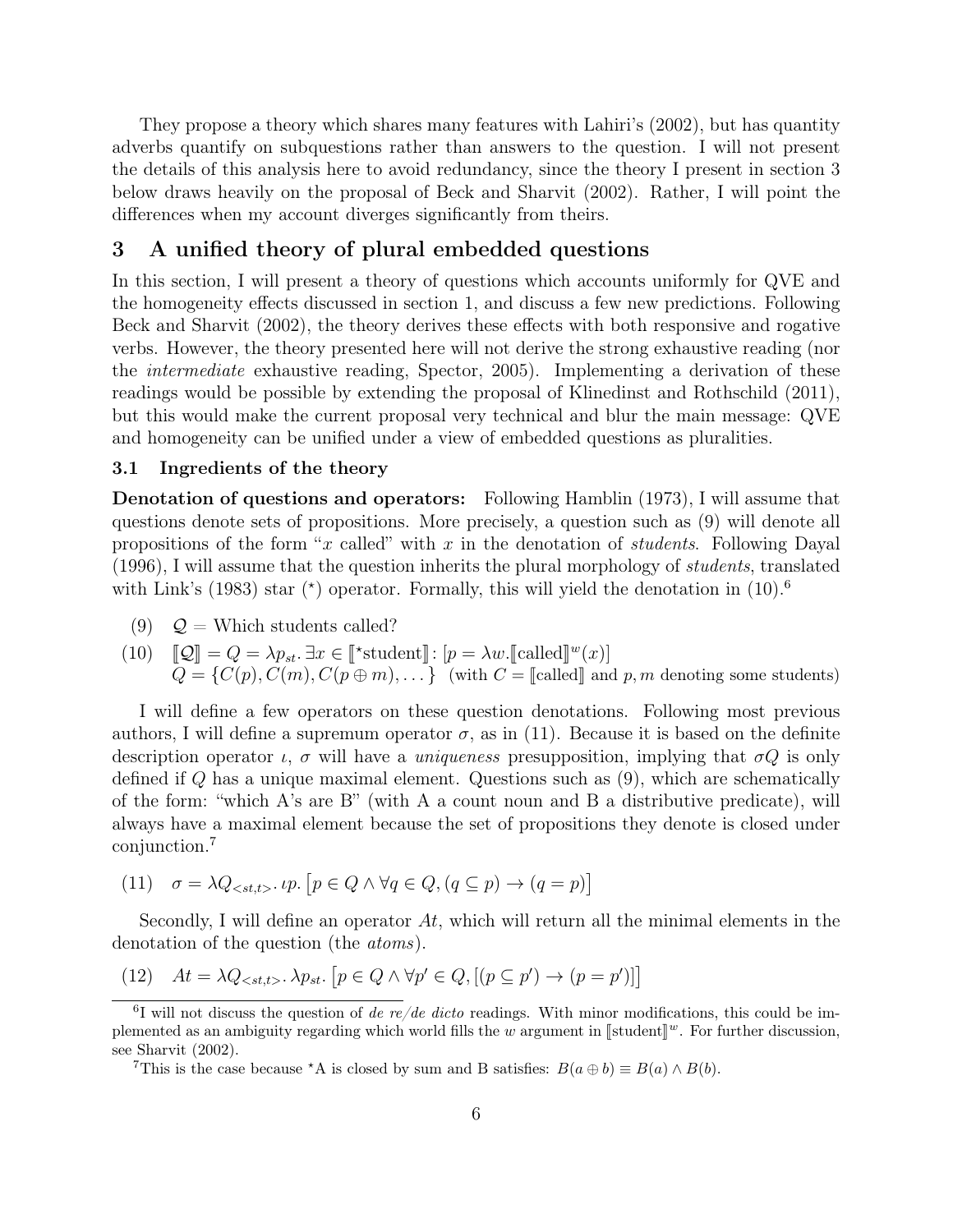They propose a theory which shares many features with Lahiri's (2002), but has quantity adverbs quantify on subquestions rather than answers to the question. I will not present the details of this analysis here to avoid redundancy, since the theory I present in section 3 below draws heavily on the proposal of Beck and Sharvit (2002). Rather, I will point the differences when my account diverges significantly from theirs.

## 3 A unified theory of plural embedded questions

In this section, I will present a theory of questions which accounts uniformly for QVE and the homogeneity effects discussed in section 1, and discuss a few new predictions. Following Beck and Sharvit (2002), the theory derives these effects with both responsive and rogative verbs. However, the theory presented here will not derive the strong exhaustive reading (nor the *intermediate* exhaustive reading, Spector, 2005). Implementing a derivation of these readings would be possible by extending the proposal of Klinedinst and Rothschild (2011), but this would make the current proposal very technical and blur the main message: QVE and homogeneity can be unified under a view of embedded questions as pluralities.

### 3.1 Ingredients of the theory

**Denotation of questions and operators:** Following Hamblin (1973), I will assume that questions denote sets of propositions. More precisely, a question such as (9) will denote all propositions of the form "$x$ called" with $x$ in the denotation of *students*. Following Dayal (1996), I will assume that the question inherits the plural morphology of *students*, translated with Link's (1983) star ($^\star$) operator. Formally, this will yield the denotation in (10).[6]

(9) $\mathcal{Q}$ = Which students called?

(10) $[\![\mathcal{Q}]\!] = Q = \lambda p_{st}.\, \exists x \in [\![^\star\text{student}]\!]\colon [p = \lambda w. [\![\text{called}]\!]^w(x)]$
$Q = \{C(p), C(m), C(p \oplus m), \dots\}$ (with $C = [\![\text{called}]\!]$ and $p, m$ denoting some students)

I will define a few operators on these question denotations. Following most previous authors, I will define a supremum operator $\sigma$, as in (11). Because it is based on the definite description operator $\iota$, $\sigma$ will have a *uniqueness* presupposition, implying that $\sigma Q$ is only defined if $Q$ has a unique maximal element. Questions such as (9), which are schematically of the form: "which A's are B" (with A a count noun and B a distributive predicate), will always have a maximal element because the set of propositions they denote is closed under conjunction.[7]

(11) $\sigma = \lambda Q_{<st,t>}.\, \iota p. \left[p \in Q \wedge \forall q \in Q, (q \subseteq p) \rightarrow (q = p)\right]$

Secondly, I will define an operator $At$, which will return all the minimal elements in the denotation of the question (the *atoms*).

(12) $At = \lambda Q_{<st,t>}.\, \lambda p_{st}. \left[p \in Q \wedge \forall p' \in Q, [(p \subseteq p') \rightarrow (p = p')]\right]$

---

[6] I will not discuss the question of *de re/de dicto* readings. With minor modifications, this could be implemented as an ambiguity regarding which world fills the $w$ argument in $[\![\text{student}]\!]^w$. For further discussion, see Sharvit (2002).

[7] This is the case because $^\star$A is closed by sum and B satisfies: $B(a \oplus b) \equiv B(a) \wedge B(b)$.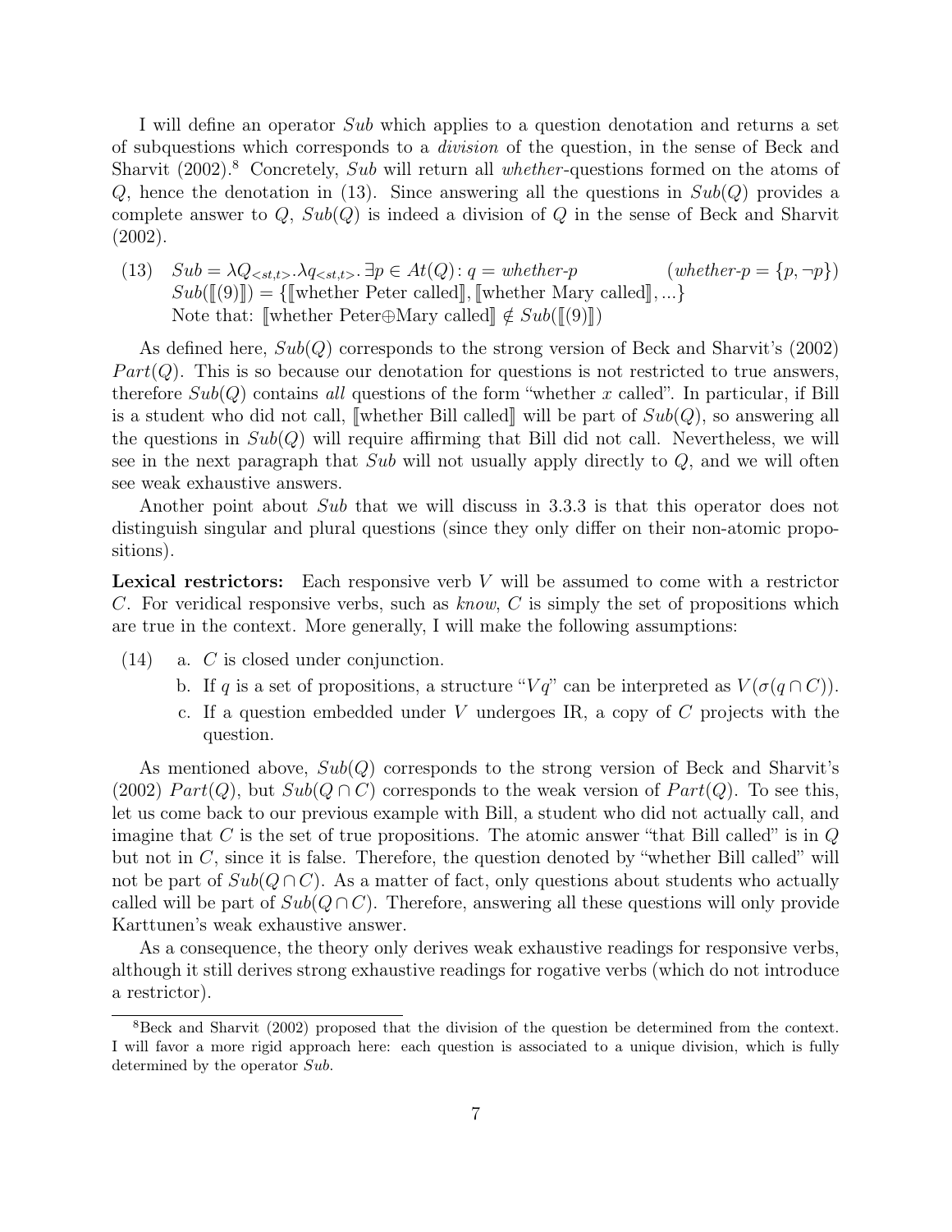I will define an operator $Sub$ which applies to a question denotation and returns a set of subquestions which corresponds to a *division* of the question, in the sense of Beck and Sharvit (2002).[8] Concretely, $Sub$ will return all *whether*-questions formed on the atoms of $Q$, hence the denotation in (13). Since answering all the questions in $Sub(Q)$ provides a complete answer to $Q$, $Sub(Q)$ is indeed a division of $Q$ in the sense of Beck and Sharvit (2002).

(13) $Sub = \lambda Q_{<st,t>}.\lambda q_{<st,t>}.\, \exists p \in At(Q){:}\; q = \textit{whether-p}$ $\qquad$ $(\textit{whether-p} = \{p, \neg p\})$
$\quad$ $Sub([\![(9)]\!]) = \{[\![\text{whether Peter called}]\!], [\![\text{whether Mary called}]\!], ...\}$
$\quad$ Note that: $[\![\text{whether Peter}\oplus\text{Mary called}]\!] \notin Sub([\![(9)]\!])$

As defined here, $Sub(Q)$ corresponds to the strong version of Beck and Sharvit's (2002) $Part(Q)$. This is so because our denotation for questions is not restricted to true answers, therefore $Sub(Q)$ contains *all* questions of the form "whether $x$ called". In particular, if Bill is a student who did not call, $[\![\text{whether Bill called}]\!]$ will be part of $Sub(Q)$, so answering all the questions in $Sub(Q)$ will require affirming that Bill did not call. Nevertheless, we will see in the next paragraph that $Sub$ will not usually apply directly to $Q$, and we will often see weak exhaustive answers.

Another point about $Sub$ that we will discuss in 3.3.3 is that this operator does not distinguish singular and plural questions (since they only differ on their non-atomic propositions).

**Lexical restrictors:** Each responsive verb $V$ will be assumed to come with a restrictor $C$. For veridical responsive verbs, such as *know*, $C$ is simply the set of propositions which are true in the context. More generally, I will make the following assumptions:

(14) a. $C$ is closed under conjunction.
$\quad$ b. If $q$ is a set of propositions, a structure "$Vq$" can be interpreted as $V(\sigma(q \cap C))$.
$\quad$ c. If a question embedded under $V$ undergoes IR, a copy of $C$ projects with the question.

As mentioned above, $Sub(Q)$ corresponds to the strong version of Beck and Sharvit's (2002) $Part(Q)$, but $Sub(Q \cap C)$ corresponds to the weak version of $Part(Q)$. To see this, let us come back to our previous example with Bill, a student who did not actually call, and imagine that $C$ is the set of true propositions. The atomic answer "that Bill called" is in $Q$ but not in $C$, since it is false. Therefore, the question denoted by "whether Bill called" will not be part of $Sub(Q \cap C)$. As a matter of fact, only questions about students who actually called will be part of $Sub(Q \cap C)$. Therefore, answering all these questions will only provide Karttunen's weak exhaustive answer.

As a consequence, the theory only derives weak exhaustive readings for responsive verbs, although it still derives strong exhaustive readings for rogative verbs (which do not introduce a restrictor).

[8] Beck and Sharvit (2002) proposed that the division of the question be determined from the context. I will favor a more rigid approach here: each question is associated to a unique division, which is fully determined by the operator $Sub$.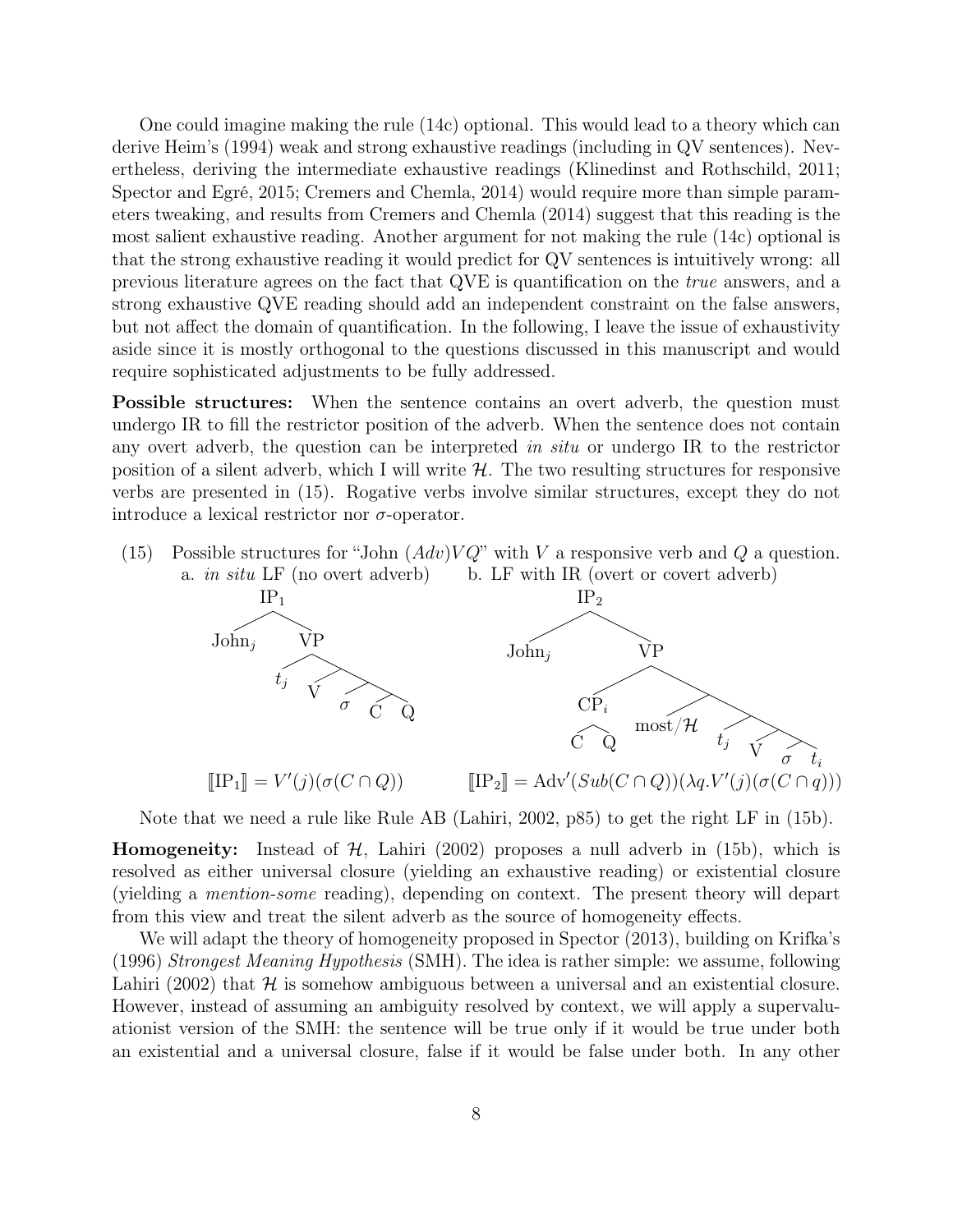One could imagine making the rule (14c) optional. This would lead to a theory which can derive Heim's (1994) weak and strong exhaustive readings (including in QV sentences). Nevertheless, deriving the intermediate exhaustive readings (Klinedinst and Rothschild, 2011; Spector and Egré, 2015; Cremers and Chemla, 2014) would require more than simple parameters tweaking, and results from Cremers and Chemla (2014) suggest that this reading is the most salient exhaustive reading. Another argument for not making the rule (14c) optional is that the strong exhaustive reading it would predict for QV sentences is intuitively wrong: all previous literature agrees on the fact that QVE is quantification on the *true* answers, and a strong exhaustive QVE reading should add an independent constraint on the false answers, but not affect the domain of quantification. In the following, I leave the issue of exhaustivity aside since it is mostly orthogonal to the questions discussed in this manuscript and would require sophisticated adjustments to be fully addressed.

**Possible structures:** When the sentence contains an overt adverb, the question must undergo IR to fill the restrictor position of the adverb. When the sentence does not contain any overt adverb, the question can be interpreted *in situ* or undergo IR to the restrictor position of a silent adverb, which I will write $\mathcal{H}$. The two resulting structures for responsive verbs are presented in (15). Rogative verbs involve similar structures, except they do not introduce a lexical restrictor nor $\sigma$-operator.

(15) Possible structures for "John $(Adv) V Q$" with $V$ a responsive verb and $Q$ a question.

a. *in situ* LF (no overt adverb)

[$_{\text{IP}_1}$ John$_j$ [$_{\text{VP}}$ $t_j$ [V [$\sigma$ [C Q]]]]]

$$[\![\text{IP}_1]\!] = V'(j)(\sigma(C \cap Q))$$

b. LF with IR (overt or covert adverb)

[$_{\text{IP}_2}$ John$_j$ [$_{\text{VP}}$ [$_{\text{CP}_i}$ C Q] [most/$\mathcal{H}$ [$t_j$ [V [$\sigma$ $t_i$]]]]]]

$$[\![\text{IP}_2]\!] = \text{Adv}'(Sub(C \cap Q))(\lambda q.V'(j)(\sigma(C \cap q)))$$

Note that we need a rule like Rule AB (Lahiri, 2002, p85) to get the right LF in (15b).

**Homogeneity:** Instead of $\mathcal{H}$, Lahiri (2002) proposes a null adverb in (15b), which is resolved as either universal closure (yielding an exhaustive reading) or existential closure (yielding a *mention-some* reading), depending on context. The present theory will depart from this view and treat the silent adverb as the source of homogeneity effects.

We will adapt the theory of homogeneity proposed in Spector (2013), building on Krifka's (1996) *Strongest Meaning Hypothesis* (SMH). The idea is rather simple: we assume, following Lahiri (2002) that $\mathcal{H}$ is somehow ambiguous between a universal and an existential closure. However, instead of assuming an ambiguity resolved by context, we will apply a supervaluationist version of the SMH: the sentence will be true only if it would be true under both an existential and a universal closure, false if it would be false under both. In any other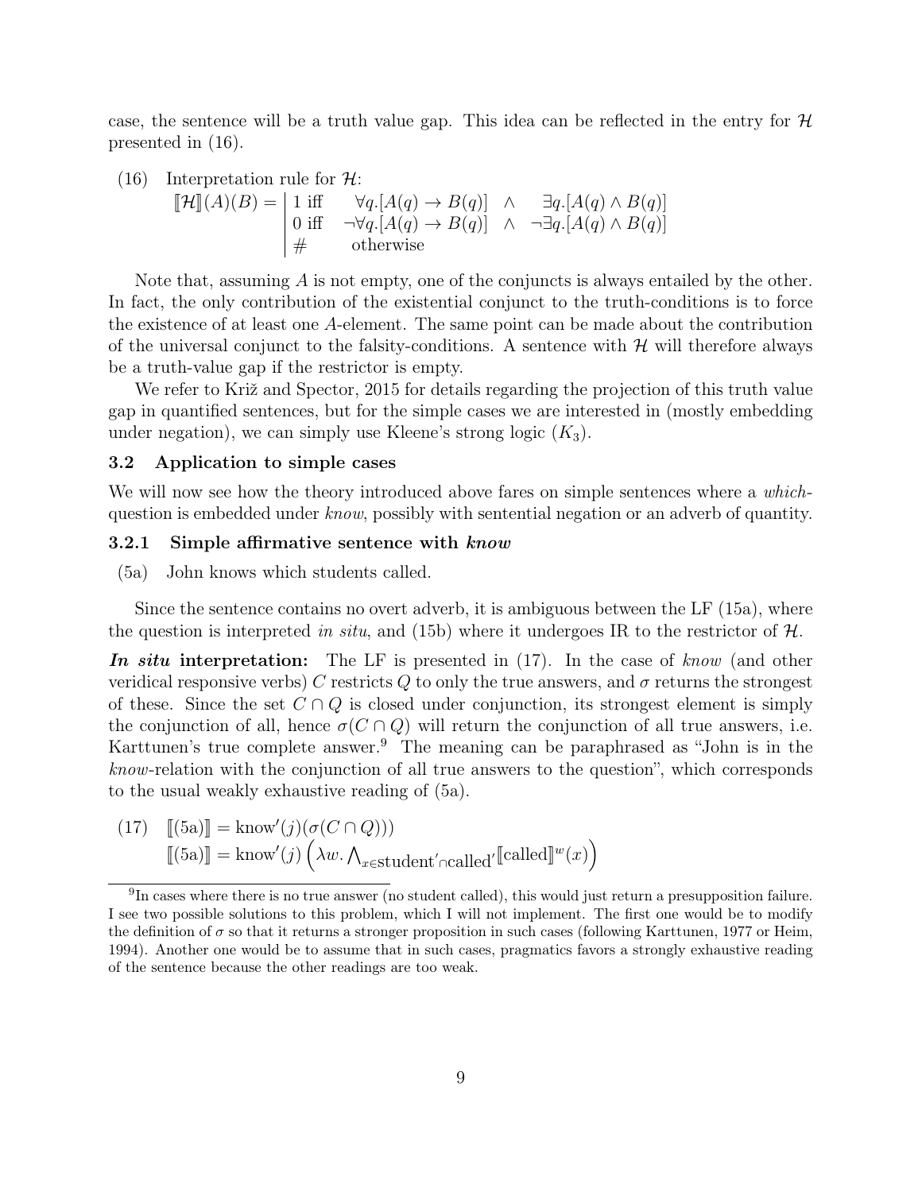case, the sentence will be a truth value gap. This idea can be reflected in the entry for $\mathcal{H}$ presented in (16).

(16) Interpretation rule for $\mathcal{H}$:

$$[\![\mathcal{H}]\!](A)(B) = \left|\begin{array}{lllll} 1 \text{ iff} & \forall q.[A(q) \rightarrow B(q)] & \wedge & \exists q.[A(q) \wedge B(q)] \\ 0 \text{ iff} & \neg\forall q.[A(q) \rightarrow B(q)] & \wedge & \neg\exists q.[A(q) \wedge B(q)] \\ \# & \text{otherwise} & & \end{array}\right.$$

Note that, assuming $A$ is not empty, one of the conjuncts is always entailed by the other. In fact, the only contribution of the existential conjunct to the truth-conditions is to force the existence of at least one $A$-element. The same point can be made about the contribution of the universal conjunct to the falsity-conditions. A sentence with $\mathcal{H}$ will therefore always be a truth-value gap if the restrictor is empty.

We refer to Križ and Spector, 2015 for details regarding the projection of this truth value gap in quantified sentences, but for the simple cases we are interested in (mostly embedding under negation), we can simply use Kleene's strong logic ($K_3$).

### 3.2 Application to simple cases

We will now see how the theory introduced above fares on simple sentences where a *which*-question is embedded under *know*, possibly with sentential negation or an adverb of quantity.

#### 3.2.1 Simple affirmative sentence with *know*

(5a) John knows which students called.

Since the sentence contains no overt adverb, it is ambiguous between the LF (15a), where the question is interpreted *in situ*, and (15b) where it undergoes IR to the restrictor of $\mathcal{H}$.

***In situ* interpretation:** The LF is presented in (17). In the case of *know* (and other veridical responsive verbs) $C$ restricts $Q$ to only the true answers, and $\sigma$ returns the strongest of these. Since the set $C \cap Q$ is closed under conjunction, its strongest element is simply the conjunction of all, hence $\sigma(C \cap Q)$ will return the conjunction of all true answers, i.e. Karttunen's true complete answer.[9] The meaning can be paraphrased as "John is in the *know*-relation with the conjunction of all true answers to the question", which corresponds to the usual weakly exhaustive reading of (5a).

(17)

$$[\![\text{(5a)}]\!] = \text{know}'(j)(\sigma(C \cap Q)))$$

$$[\![\text{(5a)}]\!] = \text{know}'(j)\left(\lambda w. \bigwedge\nolimits_{x \in \text{student}' \cap \text{called}'} [\![\text{called}]\!]^w(x)\right)$$

[9] In cases where there is no true answer (no student called), this would just return a presupposition failure. I see two possible solutions to this problem, which I will not implement. The first one would be to modify the definition of $\sigma$ so that it returns a stronger proposition in such cases (following Karttunen, 1977 or Heim, 1994). Another one would be to assume that in such cases, pragmatics favors a strongly exhaustive reading of the sentence because the other readings are too weak.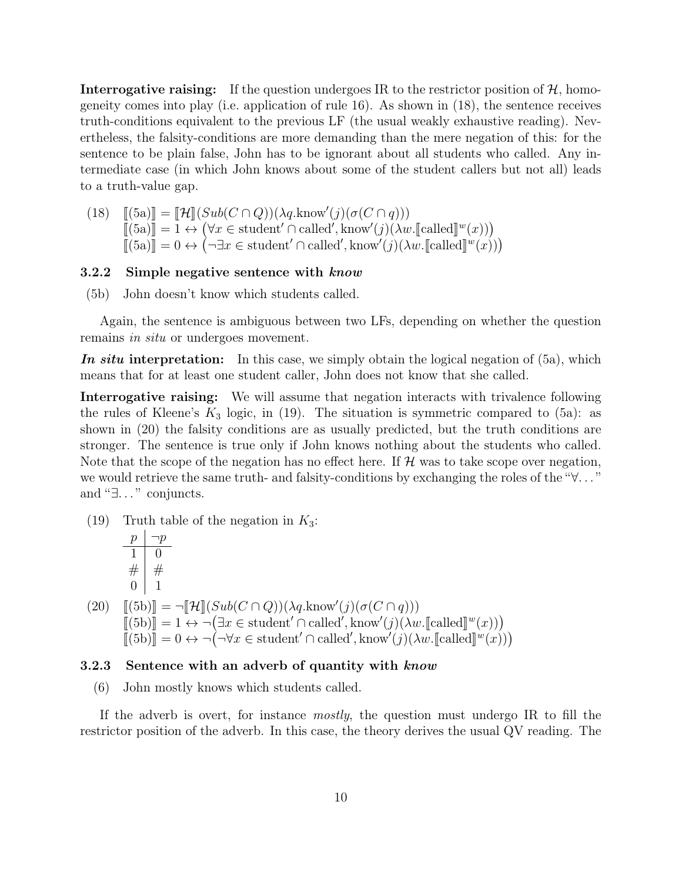**Interrogative raising:** If the question undergoes IR to the restrictor position of $\mathcal{H}$, homogeneity comes into play (i.e. application of rule 16). As shown in (18), the sentence receives truth-conditions equivalent to the previous LF (the usual weakly exhaustive reading). Nevertheless, the falsity-conditions are more demanding than the mere negation of this: for the sentence to be plain false, John has to be ignorant about all students who called. Any intermediate case (in which John knows about some of the student callers but not all) leads to a truth-value gap.

(18) $[\![(5a)]\!] = [\![\mathcal{H}]\!](Sub(C \cap Q))(\lambda q.\text{know}'(j)(\sigma(C \cap q)))$
$[\![(5a)]\!] = 1 \leftrightarrow \big(\forall x \in \text{student}' \cap \text{called}', \text{know}'(j)(\lambda w.[\![\text{called}]\!]^w(x))\big)$
$[\![(5a)]\!] = 0 \leftrightarrow \big(\neg\exists x \in \text{student}' \cap \text{called}', \text{know}'(j)(\lambda w.[\![\text{called}]\!]^w(x))\big)$

### 3.2.2 Simple negative sentence with *know*

(5b) John doesn't know which students called.

Again, the sentence is ambiguous between two LFs, depending on whether the question remains *in situ* or undergoes movement.

***In situ* interpretation:** In this case, we simply obtain the logical negation of (5a), which means that for at least one student caller, John does not know that she called.

**Interrogative raising:** We will assume that negation interacts with trivalence following the rules of Kleene's $K_3$ logic, in (19). The situation is symmetric compared to (5a): as shown in (20) the falsity conditions are as usually predicted, but the truth conditions are stronger. The sentence is true only if John knows nothing about the students who called. Note that the scope of the negation has no effect here. If $\mathcal{H}$ was to take scope over negation, we would retrieve the same truth- and falsity-conditions by exchanging the roles of the "∀. . . " and "∃. . . " conjuncts.

(19) Truth table of the negation in $K_3$:

| $p$ | $\neg p$ |
|---|---|
| 1 | 0 |
| # | # |
| 0 | 1 |

(20) $[\![(5b)]\!] = \neg[\![\mathcal{H}]\!](Sub(C \cap Q))(\lambda q.\text{know}'(j)(\sigma(C \cap q)))$
$[\![(5b)]\!] = 1 \leftrightarrow \neg\big(\exists x \in \text{student}' \cap \text{called}', \text{know}'(j)(\lambda w.[\![\text{called}]\!]^w(x))\big)$
$[\![(5b)]\!] = 0 \leftrightarrow \neg\big(\neg\forall x \in \text{student}' \cap \text{called}', \text{know}'(j)(\lambda w.[\![\text{called}]\!]^w(x))\big)$

### 3.2.3 Sentence with an adverb of quantity with *know*

(6) John mostly knows which students called.

If the adverb is overt, for instance *mostly*, the question must undergo IR to fill the restrictor position of the adverb. In this case, the theory derives the usual QV reading. The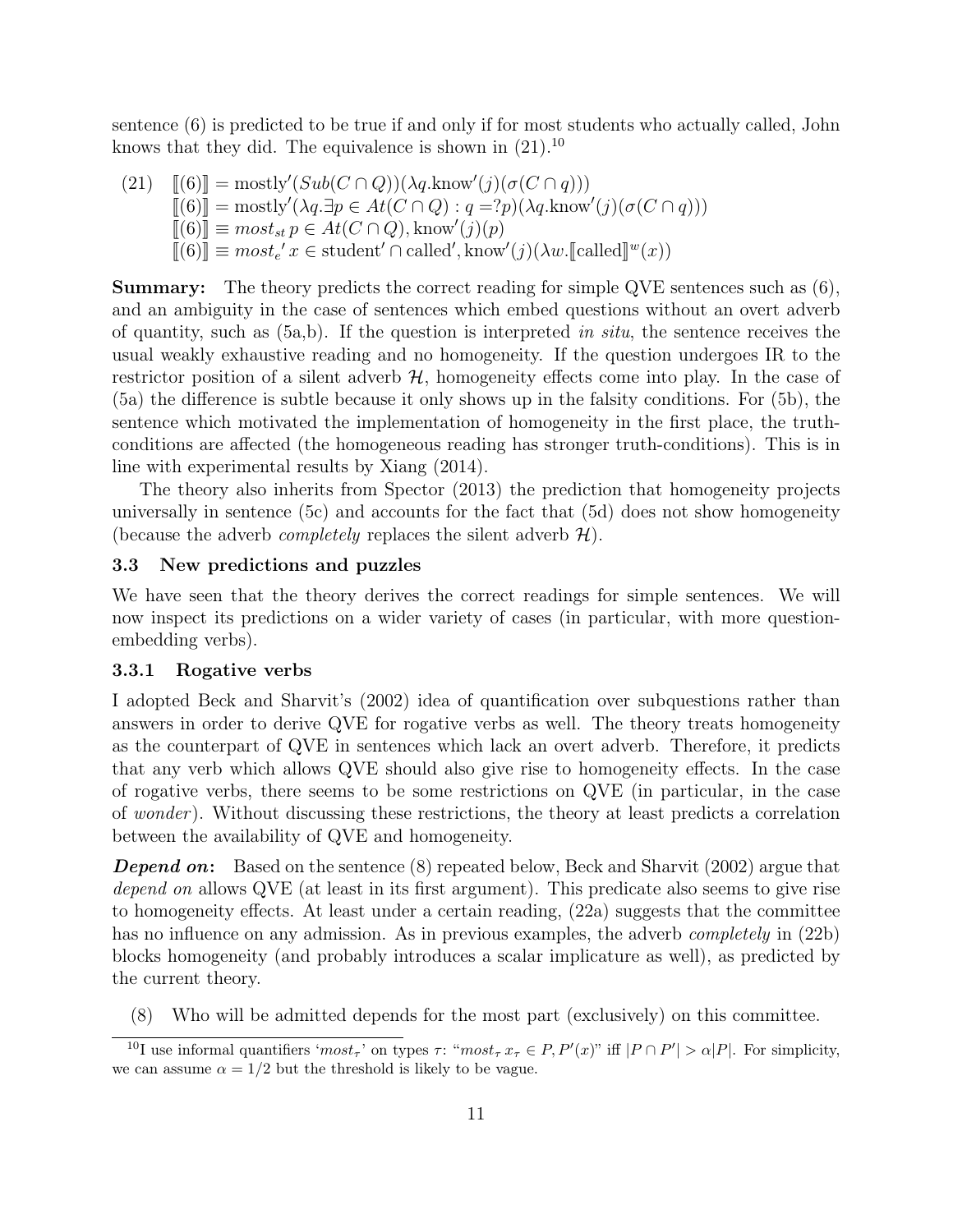sentence (6) is predicted to be true if and only if for most students who actually called, John knows that they did. The equivalence is shown in (21).[10]

(21) $[\![(6)]\!] = \text{mostly}'(Sub(C \cap Q))(\lambda q.\text{know}'(j)(\sigma(C \cap q)))$
$[\![(6)]\!] = \text{mostly}'(\lambda q.\exists p \in At(C \cap Q) : q = ?p)(\lambda q.\text{know}'(j)(\sigma(C \cap q)))$
$[\![(6)]\!] \equiv most_{st}\, p \in At(C \cap Q), \text{know}'(j)(p)$
$[\![(6)]\!] \equiv most_{e}{}'\, x \in \text{student}' \cap \text{called}', \text{know}'(j)(\lambda w.[\![\text{called}]\!]^{w}(x))$

**Summary:** The theory predicts the correct reading for simple QVE sentences such as (6), and an ambiguity in the case of sentences which embed questions without an overt adverb of quantity, such as (5a,b). If the question is interpreted *in situ*, the sentence receives the usual weakly exhaustive reading and no homogeneity. If the question undergoes IR to the restrictor position of a silent adverb $\mathcal{H}$, homogeneity effects come into play. In the case of (5a) the difference is subtle because it only shows up in the falsity conditions. For (5b), the sentence which motivated the implementation of homogeneity in the first place, the truth-conditions are affected (the homogeneous reading has stronger truth-conditions). This is in line with experimental results by Xiang (2014).

The theory also inherits from Spector (2013) the prediction that homogeneity projects universally in sentence (5c) and accounts for the fact that (5d) does not show homogeneity (because the adverb *completely* replaces the silent adverb $\mathcal{H}$).

### 3.3 New predictions and puzzles

We have seen that the theory derives the correct readings for simple sentences. We will now inspect its predictions on a wider variety of cases (in particular, with more question-embedding verbs).

#### 3.3.1 Rogative verbs

I adopted Beck and Sharvit's (2002) idea of quantification over subquestions rather than answers in order to derive QVE for rogative verbs as well. The theory treats homogeneity as the counterpart of QVE in sentences which lack an overt adverb. Therefore, it predicts that any verb which allows QVE should also give rise to homogeneity effects. In the case of rogative verbs, there seems to be some restrictions on QVE (in particular, in the case of *wonder*). Without discussing these restrictions, the theory at least predicts a correlation between the availability of QVE and homogeneity.

***Depend on*:** Based on the sentence (8) repeated below, Beck and Sharvit (2002) argue that *depend on* allows QVE (at least in its first argument). This predicate also seems to give rise to homogeneity effects. At least under a certain reading, (22a) suggests that the committee has no influence on any admission. As in previous examples, the adverb *completely* in (22b) blocks homogeneity (and probably introduces a scalar implicature as well), as predicted by the current theory.

(8) Who will be admitted depends for the most part (exclusively) on this committee.

[10] I use informal quantifiers '$most_\tau$' on types $\tau$: "$most_\tau\, x_\tau \in P, P'(x)$" iff $|P \cap P'| > \alpha|P|$. For simplicity, we can assume $\alpha = 1/2$ but the threshold is likely to be vague.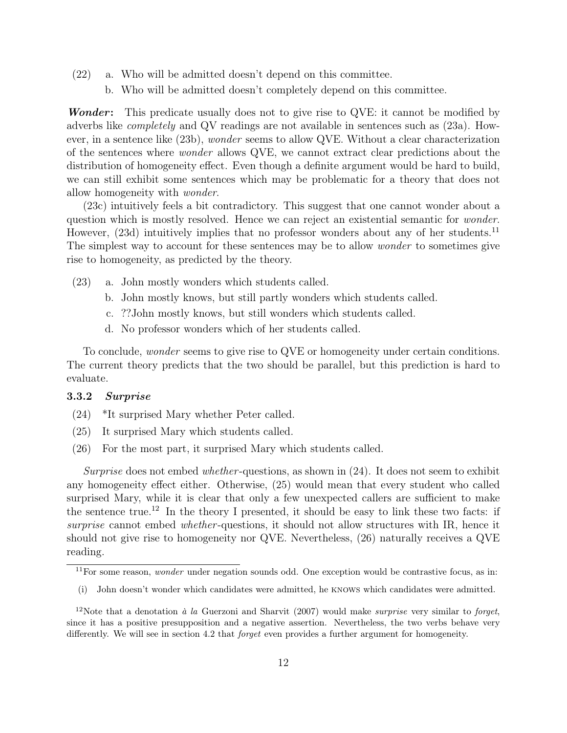(22) a. Who will be admitted doesn't depend on this committee.

b. Who will be admitted doesn't completely depend on this committee.

***Wonder*:** This predicate usually does not to give rise to QVE: it cannot be modified by adverbs like *completely* and QV readings are not available in sentences such as (23a). However, in a sentence like (23b), *wonder* seems to allow QVE. Without a clear characterization of the sentences where *wonder* allows QVE, we cannot extract clear predictions about the distribution of homogeneity effect. Even though a definite argument would be hard to build, we can still exhibit some sentences which may be problematic for a theory that does not allow homogeneity with *wonder*.

(23c) intuitively feels a bit contradictory. This suggest that one cannot wonder about a question which is mostly resolved. Hence we can reject an existential semantic for *wonder*. However, (23d) intuitively implies that no professor wonders about any of her students.[11] The simplest way to account for these sentences may be to allow *wonder* to sometimes give rise to homogeneity, as predicted by the theory.

(23) a. John mostly wonders which students called.

b. John mostly knows, but still partly wonders which students called.

c. ??John mostly knows, but still wonders which students called.

d. No professor wonders which of her students called.

To conclude, *wonder* seems to give rise to QVE or homogeneity under certain conditions. The current theory predicts that the two should be parallel, but this prediction is hard to evaluate.

### 3.3.2 *Surprise*

(24) *It surprised Mary whether Peter called.

(25) It surprised Mary which students called.

(26) For the most part, it surprised Mary which students called.

*Surprise* does not embed *whether*-questions, as shown in (24). It does not seem to exhibit any homogeneity effect either. Otherwise, (25) would mean that every student who called surprised Mary, while it is clear that only a few unexpected callers are sufficient to make the sentence true.[12] In the theory I presented, it should be easy to link these two facts: if *surprise* cannot embed *whether*-questions, it should not allow structures with IR, hence it should not give rise to homogeneity nor QVE. Nevertheless, (26) naturally receives a QVE reading.

---

[11] For some reason, *wonder* under negation sounds odd. One exception would be contrastive focus, as in:

(i) John doesn't wonder which candidates were admitted, he KNOWS which candidates were admitted.

[12] Note that a denotation *à la* Guerzoni and Sharvit (2007) would make *surprise* very similar to *forget*, since it has a positive presupposition and a negative assertion. Nevertheless, the two verbs behave very differently. We will see in section 4.2 that *forget* even provides a further argument for homogeneity.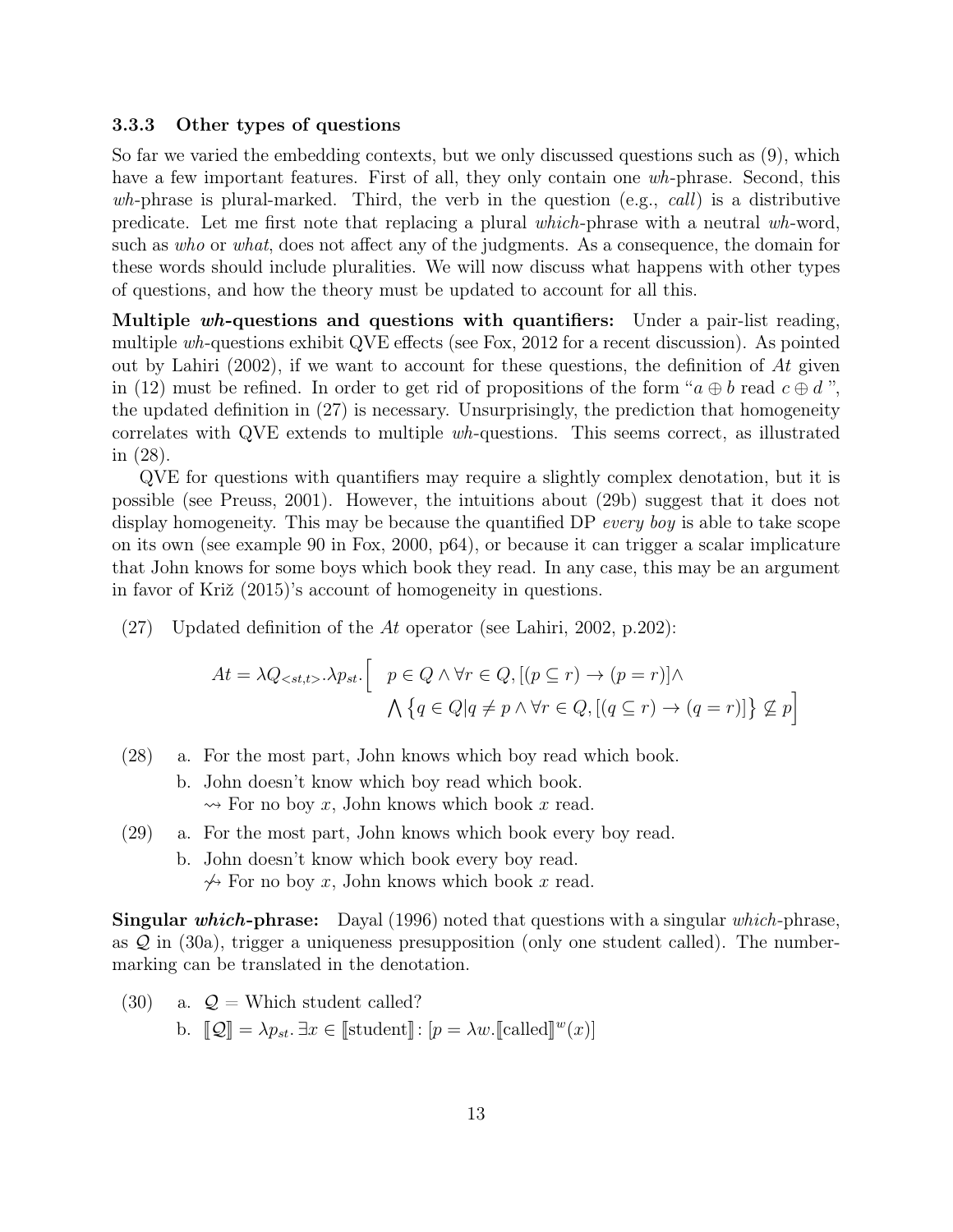### 3.3.3 Other types of questions

So far we varied the embedding contexts, but we only discussed questions such as (9), which have a few important features. First of all, they only contain one *wh*-phrase. Second, this *wh*-phrase is plural-marked. Third, the verb in the question (e.g., *call*) is a distributive predicate. Let me first note that replacing a plural *which*-phrase with a neutral *wh*-word, such as *who* or *what*, does not affect any of the judgments. As a consequence, the domain for these words should include pluralities. We will now discuss what happens with other types of questions, and how the theory must be updated to account for all this.

**Multiple *wh*-questions and questions with quantifiers:** Under a pair-list reading, multiple *wh*-questions exhibit QVE effects (see Fox, 2012 for a recent discussion). As pointed out by Lahiri (2002), if we want to account for these questions, the definition of *At* given in (12) must be refined. In order to get rid of propositions of the form "$a \oplus b$ read $c \oplus d$", the updated definition in (27) is necessary. Unsurprisingly, the prediction that homogeneity correlates with QVE extends to multiple *wh*-questions. This seems correct, as illustrated in (28).

QVE for questions with quantifiers may require a slightly complex denotation, but it is possible (see Preuss, 2001). However, the intuitions about (29b) suggest that it does not display homogeneity. This may be because the quantified DP *every boy* is able to take scope on its own (see example 90 in Fox, 2000, p64), or because it can trigger a scalar implicature that John knows for some boys which book they read. In any case, this may be an argument in favor of Križ (2015)'s account of homogeneity in questions.

(27) Updated definition of the *At* operator (see Lahiri, 2002, p.202):

$$At = \lambda Q_{<st,t>}.\lambda p_{st}.\Big[\;\; p \in Q \wedge \forall r \in Q, [(p \subseteq r) \rightarrow (p = r)] \wedge \\ \bigwedge \big\{q \in Q | q \neq p \wedge \forall r \in Q, [(q \subseteq r) \rightarrow (q = r)]\big\} \not\subseteq p\Big]$$

(28) a. For the most part, John knows which boy read which book.
b. John doesn't know which boy read which book.
$\rightsquigarrow$ For no boy $x$, John knows which book $x$ read.

(29) a. For the most part, John knows which book every boy read.
b. John doesn't know which book every boy read.
$\not\rightsquigarrow$ For no boy $x$, John knows which book $x$ read.

**Singular *which*-phrase:** Dayal (1996) noted that questions with a singular *which*-phrase, as $\mathcal{Q}$ in (30a), trigger a uniqueness presupposition (only one student called). The number-marking can be translated in the denotation.

(30) a. $\mathcal{Q}$ = Which student called?
b. $[\![\mathcal{Q}]\!] = \lambda p_{st}.\, \exists x \in [\![\text{student}]\!] \colon [p = \lambda w.[\![\text{called}]\!]^w(x)]$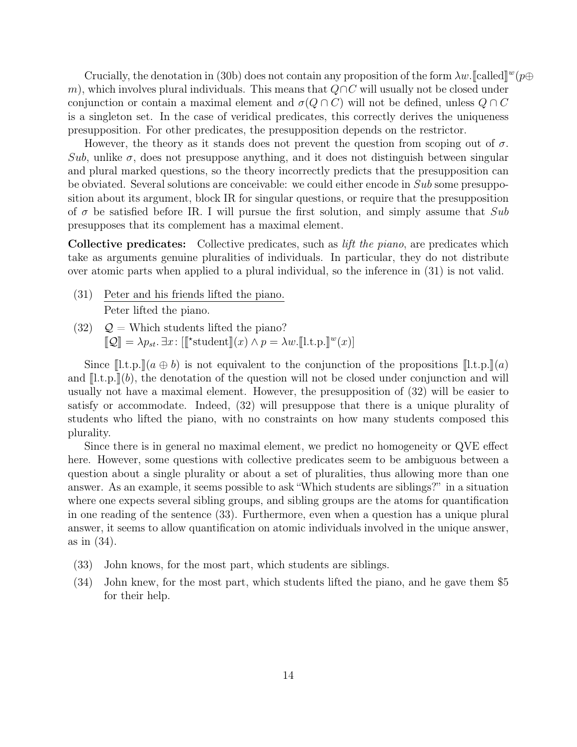Crucially, the denotation in (30b) does not contain any proposition of the form $\lambda w.[\![\text{called}]\!]^w(p \oplus m)$, which involves plural individuals. This means that $Q \cap C$ will usually not be closed under conjunction or contain a maximal element and $\sigma(Q \cap C)$ will not be defined, unless $Q \cap C$ is a singleton set. In the case of veridical predicates, this correctly derives the uniqueness presupposition. For other predicates, the presupposition depends on the restrictor.

However, the theory as it stands does not prevent the question from scoping out of $\sigma$. *Sub*, unlike $\sigma$, does not presuppose anything, and it does not distinguish between singular and plural marked questions, so the theory incorrectly predicts that the presupposition can be obviated. Several solutions are conceivable: we could either encode in *Sub* some presupposition about its argument, block IR for singular questions, or require that the presupposition of $\sigma$ be satisfied before IR. I will pursue the first solution, and simply assume that *Sub* presupposes that its complement has a maximal element.

**Collective predicates:** Collective predicates, such as *lift the piano*, are predicates which take as arguments genuine pluralities of individuals. In particular, they do not distribute over atomic parts when applied to a plural individual, so the inference in (31) is not valid.

(31) Peter and his friends lifted the piano.
―――――――――――――――――――
Peter lifted the piano.

(32) $\mathcal{Q}$ = Which students lifted the piano?
$[\![\mathcal{Q}]\!] = \lambda p_{st}.\, \exists x \colon [[\![{}^\star\text{student}]\!](x) \wedge p = \lambda w.[\![\text{l.t.p.}]\!]^w(x)]$

Since $[\![\text{l.t.p.}]\!](a \oplus b)$ is not equivalent to the conjunction of the propositions $[\![\text{l.t.p.}]\!](a)$ and $[\![\text{l.t.p.}]\!](b)$, the denotation of the question will not be closed under conjunction and will usually not have a maximal element. However, the presupposition of (32) will be easier to satisfy or accommodate. Indeed, (32) will presuppose that there is a unique plurality of students who lifted the piano, with no constraints on how many students composed this plurality.

Since there is in general no maximal element, we predict no homogeneity or QVE effect here. However, some questions with collective predicates seem to be ambiguous between a question about a single plurality or about a set of pluralities, thus allowing more than one answer. As an example, it seems possible to ask "Which students are siblings?" in a situation where one expects several sibling groups, and sibling groups are the atoms for quantification in one reading of the sentence (33). Furthermore, even when a question has a unique plural answer, it seems to allow quantification on atomic individuals involved in the unique answer, as in (34).

(33) John knows, for the most part, which students are siblings.

(34) John knew, for the most part, which students lifted the piano, and he gave them \$5 for their help.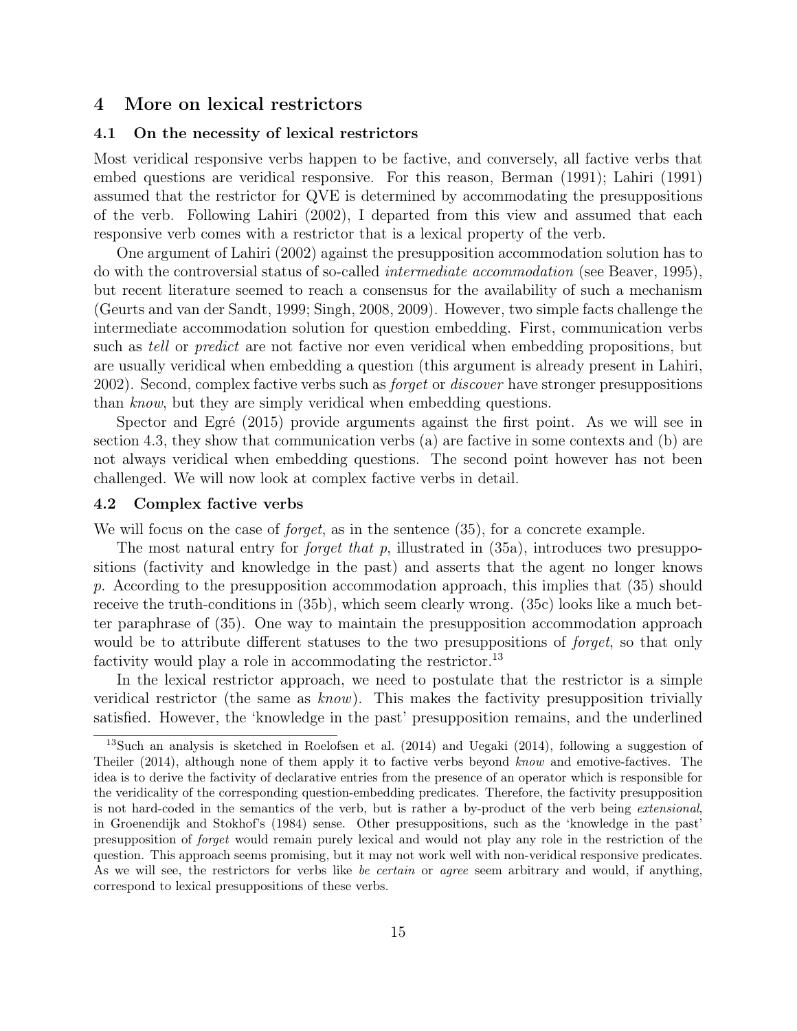## 4 More on lexical restrictors

### 4.1 On the necessity of lexical restrictors

Most veridical responsive verbs happen to be factive, and conversely, all factive verbs that embed questions are veridical responsive. For this reason, Berman (1991); Lahiri (1991) assumed that the restrictor for QVE is determined by accommodating the presuppositions of the verb. Following Lahiri (2002), I departed from this view and assumed that each responsive verb comes with a restrictor that is a lexical property of the verb.

One argument of Lahiri (2002) against the presupposition accommodation solution has to do with the controversial status of so-called *intermediate accommodation* (see Beaver, 1995), but recent literature seemed to reach a consensus for the availability of such a mechanism (Geurts and van der Sandt, 1999; Singh, 2008, 2009). However, two simple facts challenge the intermediate accommodation solution for question embedding. First, communication verbs such as *tell* or *predict* are not factive nor even veridical when embedding propositions, but are usually veridical when embedding a question (this argument is already present in Lahiri, 2002). Second, complex factive verbs such as *forget* or *discover* have stronger presuppositions than *know*, but they are simply veridical when embedding questions.

Spector and Egré (2015) provide arguments against the first point. As we will see in section 4.3, they show that communication verbs (a) are factive in some contexts and (b) are not always veridical when embedding questions. The second point however has not been challenged. We will now look at complex factive verbs in detail.

### 4.2 Complex factive verbs

We will focus on the case of *forget*, as in the sentence (35), for a concrete example.

The most natural entry for *forget that p*, illustrated in (35a), introduces two presuppositions (factivity and knowledge in the past) and asserts that the agent no longer knows $p$. According to the presupposition accommodation approach, this implies that (35) should receive the truth-conditions in (35b), which seem clearly wrong. (35c) looks like a much better paraphrase of (35). One way to maintain the presupposition accommodation approach would be to attribute different statuses to the two presuppositions of *forget*, so that only factivity would play a role in accommodating the restrictor.[13]

In the lexical restrictor approach, we need to postulate that the restrictor is a simple veridical restrictor (the same as *know*). This makes the factivity presupposition trivially satisfied. However, the 'knowledge in the past' presupposition remains, and the underlined

[13] Such an analysis is sketched in Roelofsen et al. (2014) and Uegaki (2014), following a suggestion of Theiler (2014), although none of them apply it to factive verbs beyond *know* and emotive-factives. The idea is to derive the factivity of declarative entries from the presence of an operator which is responsible for the veridicality of the corresponding question-embedding predicates. Therefore, the factivity presupposition is not hard-coded in the semantics of the verb, but is rather a by-product of the verb being *extensional*, in Groenendijk and Stokhof's (1984) sense. Other presuppositions, such as the 'knowledge in the past' presupposition of *forget* would remain purely lexical and would not play any role in the restriction of the question. This approach seems promising, but it may not work well with non-veridical responsive predicates. As we will see, the restrictors for verbs like *be certain* or *agree* seem arbitrary and would, if anything, correspond to lexical presuppositions of these verbs.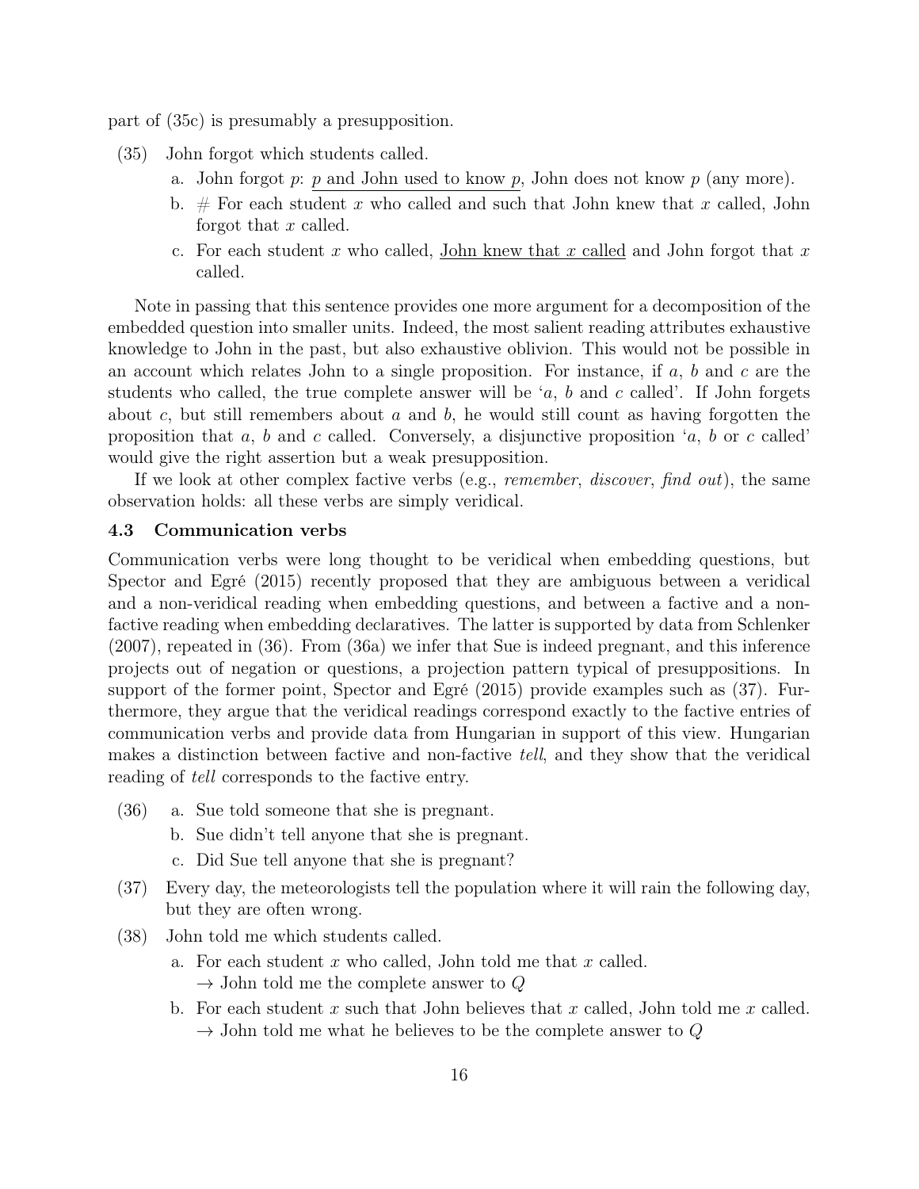part of (35c) is presumably a presupposition.

(35) John forgot which students called.

   a. John forgot $p$: <u>$p$ and John used to know $p$</u>, John does not know $p$ (any more).

   b. # For each student $x$ who called and such that John knew that $x$ called, John forgot that $x$ called.

   c. For each student $x$ who called, <u>John knew that $x$ called</u> and John forgot that $x$ called.

Note in passing that this sentence provides one more argument for a decomposition of the embedded question into smaller units. Indeed, the most salient reading attributes exhaustive knowledge to John in the past, but also exhaustive oblivion. This would not be possible in an account which relates John to a single proposition. For instance, if $a$, $b$ and $c$ are the students who called, the true complete answer will be '$a$, $b$ and $c$ called'. If John forgets about $c$, but still remembers about $a$ and $b$, he would still count as having forgotten the proposition that $a$, $b$ and $c$ called. Conversely, a disjunctive proposition '$a$, $b$ or $c$ called' would give the right assertion but a weak presupposition.

If we look at other complex factive verbs (e.g., *remember*, *discover*, *find out*), the same observation holds: all these verbs are simply veridical.

### 4.3 Communication verbs

Communication verbs were long thought to be veridical when embedding questions, but Spector and Egré (2015) recently proposed that they are ambiguous between a veridical and a non-veridical reading when embedding questions, and between a factive and a non-factive reading when embedding declaratives. The latter is supported by data from Schlenker (2007), repeated in (36). From (36a) we infer that Sue is indeed pregnant, and this inference projects out of negation or questions, a projection pattern typical of presuppositions. In support of the former point, Spector and Egré (2015) provide examples such as (37). Furthermore, they argue that the veridical readings correspond exactly to the factive entries of communication verbs and provide data from Hungarian in support of this view. Hungarian makes a distinction between factive and non-factive *tell*, and they show that the veridical reading of *tell* corresponds to the factive entry.

(36)
   a. Sue told someone that she is pregnant.

   b. Sue didn't tell anyone that she is pregnant.

   c. Did Sue tell anyone that she is pregnant?

(37) Every day, the meteorologists tell the population where it will rain the following day, but they are often wrong.

(38) John told me which students called.

   a. For each student $x$ who called, John told me that $x$ called.
   $\rightarrow$ John told me the complete answer to $Q$

   b. For each student $x$ such that John believes that $x$ called, John told me $x$ called.
   $\rightarrow$ John told me what he believes to be the complete answer to $Q$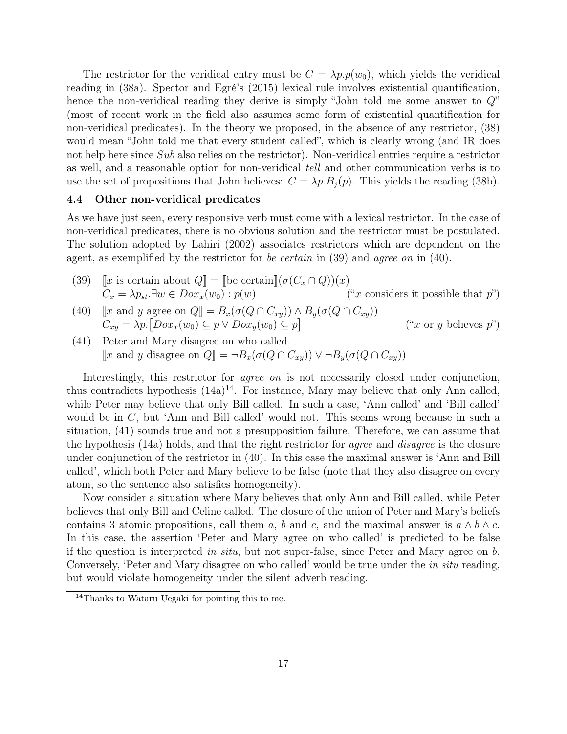The restrictor for the veridical entry must be $C = \lambda p.p(w_0)$, which yields the veridical reading in (38a). Spector and Egré's (2015) lexical rule involves existential quantification, hence the non-veridical reading they derive is simply "John told me some answer to $Q$" (most of recent work in the field also assumes some form of existential quantification for non-veridical predicates). In the theory we proposed, in the absence of any restrictor, (38) would mean "John told me that every student called", which is clearly wrong (and IR does not help here since $Sub$ also relies on the restrictor). Non-veridical entries require a restrictor as well, and a reasonable option for non-veridical *tell* and other communication verbs is to use the set of propositions that John believes: $C = \lambda p.B_j(p)$. This yields the reading (38b).

### 4.4 Other non-veridical predicates

As we have just seen, every responsive verb must come with a lexical restrictor. In the case of non-veridical predicates, there is no obvious solution and the restrictor must be postulated. The solution adopted by Lahiri (2002) associates restrictors which are dependent on the agent, as exemplified by the restrictor for *be certain* in (39) and *agree on* in (40).

(39) $[\![x \text{ is certain about } Q]\!] = [\![\text{be certain}]\!](\sigma(C_x \cap Q))(x)$
$C_x = \lambda p_{st}.\exists w \in Dox_x(w_0) : p(w)$ ("$x$ considers it possible that $p$")

(40) $[\![x \text{ and } y \text{ agree on } Q]\!] = B_x(\sigma(Q \cap C_{xy})) \wedge B_y(\sigma(Q \cap C_{xy}))$
$C_{xy} = \lambda p.\big[Dox_x(w_0) \subseteq p \vee Dox_y(w_0) \subseteq p\big]$ ("$x$ or $y$ believes $p$")

(41) Peter and Mary disagree on who called.
$[\![x \text{ and } y \text{ disagree on } Q]\!] = \neg B_x(\sigma(Q \cap C_{xy})) \vee \neg B_y(\sigma(Q \cap C_{xy}))$

Interestingly, this restrictor for *agree on* is not necessarily closed under conjunction, thus contradicts hypothesis (14a)[14]. For instance, Mary may believe that only Ann called, while Peter may believe that only Bill called. In such a case, 'Ann called' and 'Bill called' would be in $C$, but 'Ann and Bill called' would not. This seems wrong because in such a situation, (41) sounds true and not a presupposition failure. Therefore, we can assume that the hypothesis (14a) holds, and that the right restrictor for *agree* and *disagree* is the closure under conjunction of the restrictor in (40). In this case the maximal answer is 'Ann and Bill called', which both Peter and Mary believe to be false (note that they also disagree on every atom, so the sentence also satisfies homogeneity).

Now consider a situation where Mary believes that only Ann and Bill called, while Peter believes that only Bill and Celine called. The closure of the union of Peter and Mary's beliefs contains 3 atomic propositions, call them $a$, $b$ and $c$, and the maximal answer is $a \wedge b \wedge c$. In this case, the assertion 'Peter and Mary agree on who called' is predicted to be false if the question is interpreted *in situ*, but not super-false, since Peter and Mary agree on $b$. Conversely, 'Peter and Mary disagree on who called' would be true under the *in situ* reading, but would violate homogeneity under the silent adverb reading.

[14]Thanks to Wataru Uegaki for pointing this to me.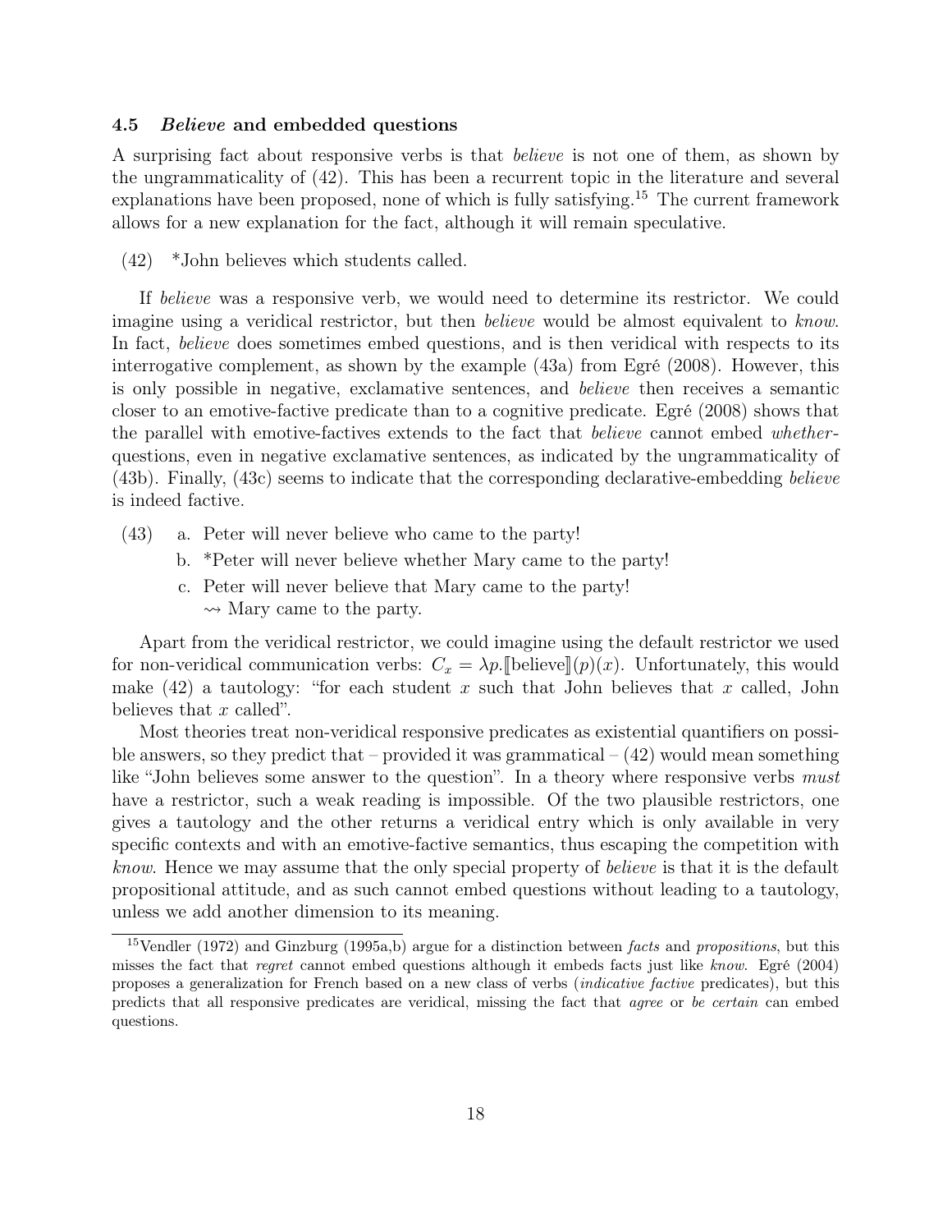### 4.5 *Believe* and embedded questions

A surprising fact about responsive verbs is that *believe* is not one of them, as shown by the ungrammaticality of (42). This has been a recurrent topic in the literature and several explanations have been proposed, none of which is fully satisfying.[15] The current framework allows for a new explanation for the fact, although it will remain speculative.

(42) *John believes which students called.

If *believe* was a responsive verb, we would need to determine its restrictor. We could imagine using a veridical restrictor, but then *believe* would be almost equivalent to *know*. In fact, *believe* does sometimes embed questions, and is then veridical with respects to its interrogative complement, as shown by the example (43a) from Egré (2008). However, this is only possible in negative, exclamative sentences, and *believe* then receives a semantic closer to an emotive-factive predicate than to a cognitive predicate. Egré (2008) shows that the parallel with emotive-factives extends to the fact that *believe* cannot embed *whether*-questions, even in negative exclamative sentences, as indicated by the ungrammaticality of (43b). Finally, (43c) seems to indicate that the corresponding declarative-embedding *believe* is indeed factive.

(43) a. Peter will never believe who came to the party!
     b. *Peter will never believe whether Mary came to the party!
     c. Peter will never believe that Mary came to the party!
        ⇝ Mary came to the party.

Apart from the veridical restrictor, we could imagine using the default restrictor we used for non-veridical communication verbs: $C_x = \lambda p.[\![\text{believe}]\!](p)(x)$. Unfortunately, this would make (42) a tautology: "for each student $x$ such that John believes that $x$ called, John believes that $x$ called".

Most theories treat non-veridical responsive predicates as existential quantifiers on possible answers, so they predict that – provided it was grammatical – (42) would mean something like "John believes some answer to the question". In a theory where responsive verbs *must* have a restrictor, such a weak reading is impossible. Of the two plausible restrictors, one gives a tautology and the other returns a veridical entry which is only available in very specific contexts and with an emotive-factive semantics, thus escaping the competition with *know*. Hence we may assume that the only special property of *believe* is that it is the default propositional attitude, and as such cannot embed questions without leading to a tautology, unless we add another dimension to its meaning.

[15] Vendler (1972) and Ginzburg (1995a,b) argue for a distinction between *facts* and *propositions*, but this misses the fact that *regret* cannot embed questions although it embeds facts just like *know*. Egré (2004) proposes a generalization for French based on a new class of verbs (*indicative factive* predicates), but this predicts that all responsive predicates are veridical, missing the fact that *agree* or *be certain* can embed questions.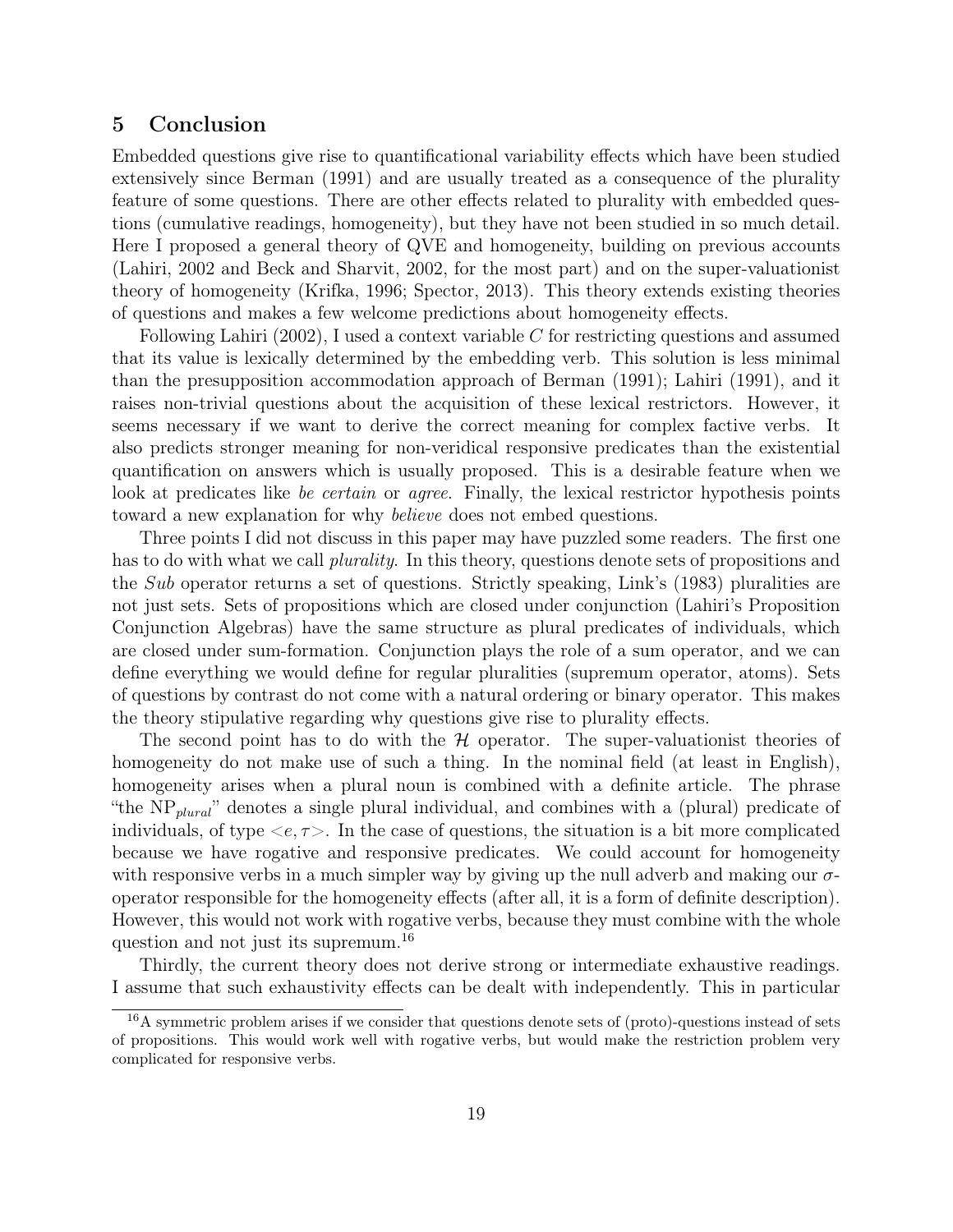## 5 Conclusion

Embedded questions give rise to quantificational variability effects which have been studied extensively since Berman (1991) and are usually treated as a consequence of the plurality feature of some questions. There are other effects related to plurality with embedded questions (cumulative readings, homogeneity), but they have not been studied in so much detail. Here I proposed a general theory of QVE and homogeneity, building on previous accounts (Lahiri, 2002 and Beck and Sharvit, 2002, for the most part) and on the super-valuationist theory of homogeneity (Krifka, 1996; Spector, 2013). This theory extends existing theories of questions and makes a few welcome predictions about homogeneity effects.

Following Lahiri (2002), I used a context variable $C$ for restricting questions and assumed that its value is lexically determined by the embedding verb. This solution is less minimal than the presupposition accommodation approach of Berman (1991); Lahiri (1991), and it raises non-trivial questions about the acquisition of these lexical restrictors. However, it seems necessary if we want to derive the correct meaning for complex factive verbs. It also predicts stronger meaning for non-veridical responsive predicates than the existential quantification on answers which is usually proposed. This is a desirable feature when we look at predicates like *be certain* or *agree*. Finally, the lexical restrictor hypothesis points toward a new explanation for why *believe* does not embed questions.

Three points I did not discuss in this paper may have puzzled some readers. The first one has to do with what we call *plurality*. In this theory, questions denote sets of propositions and the *Sub* operator returns a set of questions. Strictly speaking, Link's (1983) pluralities are not just sets. Sets of propositions which are closed under conjunction (Lahiri's Proposition Conjunction Algebras) have the same structure as plural predicates of individuals, which are closed under sum-formation. Conjunction plays the role of a sum operator, and we can define everything we would define for regular pluralities (supremum operator, atoms). Sets of questions by contrast do not come with a natural ordering or binary operator. This makes the theory stipulative regarding why questions give rise to plurality effects.

The second point has to do with the $\mathcal{H}$ operator. The super-valuationist theories of homogeneity do not make use of such a thing. In the nominal field (at least in English), homogeneity arises when a plural noun is combined with a definite article. The phrase "the $\text{NP}_{plural}$" denotes a single plural individual, and combines with a (plural) predicate of individuals, of type $<e, \tau>$. In the case of questions, the situation is a bit more complicated because we have rogative and responsive predicates. We could account for homogeneity with responsive verbs in a much simpler way by giving up the null adverb and making our $\sigma$-operator responsible for the homogeneity effects (after all, it is a form of definite description). However, this would not work with rogative verbs, because they must combine with the whole question and not just its supremum.[16]

Thirdly, the current theory does not derive strong or intermediate exhaustive readings. I assume that such exhaustivity effects can be dealt with independently. This in particular

[16] A symmetric problem arises if we consider that questions denote sets of (proto)-questions instead of sets of propositions. This would work well with rogative verbs, but would make the restriction problem very complicated for responsive verbs.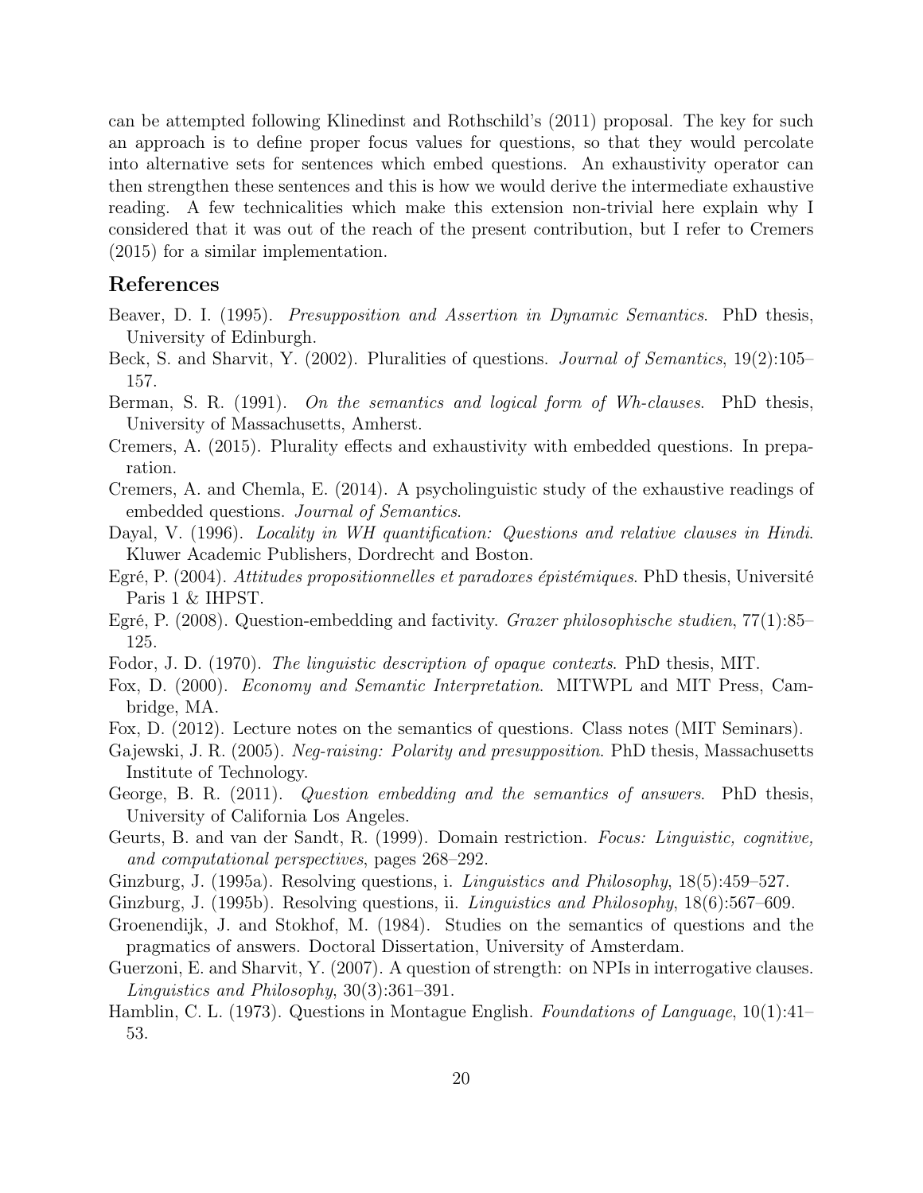can be attempted following Klinedinst and Rothschild's (2011) proposal. The key for such an approach is to define proper focus values for questions, so that they would percolate into alternative sets for sentences which embed questions. An exhaustivity operator can then strengthen these sentences and this is how we would derive the intermediate exhaustive reading. A few technicalities which make this extension non-trivial here explain why I considered that it was out of the reach of the present contribution, but I refer to Cremers (2015) for a similar implementation.

## References

Beaver, D. I. (1995). *Presupposition and Assertion in Dynamic Semantics*. PhD thesis, University of Edinburgh.

Beck, S. and Sharvit, Y. (2002). Pluralities of questions. *Journal of Semantics*, 19(2):105–157.

Berman, S. R. (1991). *On the semantics and logical form of Wh-clauses*. PhD thesis, University of Massachusetts, Amherst.

Cremers, A. (2015). Plurality effects and exhaustivity with embedded questions. In preparation.

Cremers, A. and Chemla, E. (2014). A psycholinguistic study of the exhaustive readings of embedded questions. *Journal of Semantics*.

Dayal, V. (1996). *Locality in WH quantification: Questions and relative clauses in Hindi*. Kluwer Academic Publishers, Dordrecht and Boston.

Egré, P. (2004). *Attitudes propositionnelles et paradoxes épistémiques*. PhD thesis, Université Paris 1 & IHPST.

Egré, P. (2008). Question-embedding and factivity. *Grazer philosophische studien*, 77(1):85–125.

Fodor, J. D. (1970). *The linguistic description of opaque contexts*. PhD thesis, MIT.

Fox, D. (2000). *Economy and Semantic Interpretation*. MITWPL and MIT Press, Cambridge, MA.

Fox, D. (2012). Lecture notes on the semantics of questions. Class notes (MIT Seminars).

Gajewski, J. R. (2005). *Neg-raising: Polarity and presupposition*. PhD thesis, Massachusetts Institute of Technology.

George, B. R. (2011). *Question embedding and the semantics of answers*. PhD thesis, University of California Los Angeles.

Geurts, B. and van der Sandt, R. (1999). Domain restriction. *Focus: Linguistic, cognitive, and computational perspectives*, pages 268–292.

Ginzburg, J. (1995a). Resolving questions, i. *Linguistics and Philosophy*, 18(5):459–527.

Ginzburg, J. (1995b). Resolving questions, ii. *Linguistics and Philosophy*, 18(6):567–609.

Groenendijk, J. and Stokhof, M. (1984). Studies on the semantics of questions and the pragmatics of answers. Doctoral Dissertation, University of Amsterdam.

Guerzoni, E. and Sharvit, Y. (2007). A question of strength: on NPIs in interrogative clauses. *Linguistics and Philosophy*, 30(3):361–391.

Hamblin, C. L. (1973). Questions in Montague English. *Foundations of Language*, 10(1):41–53.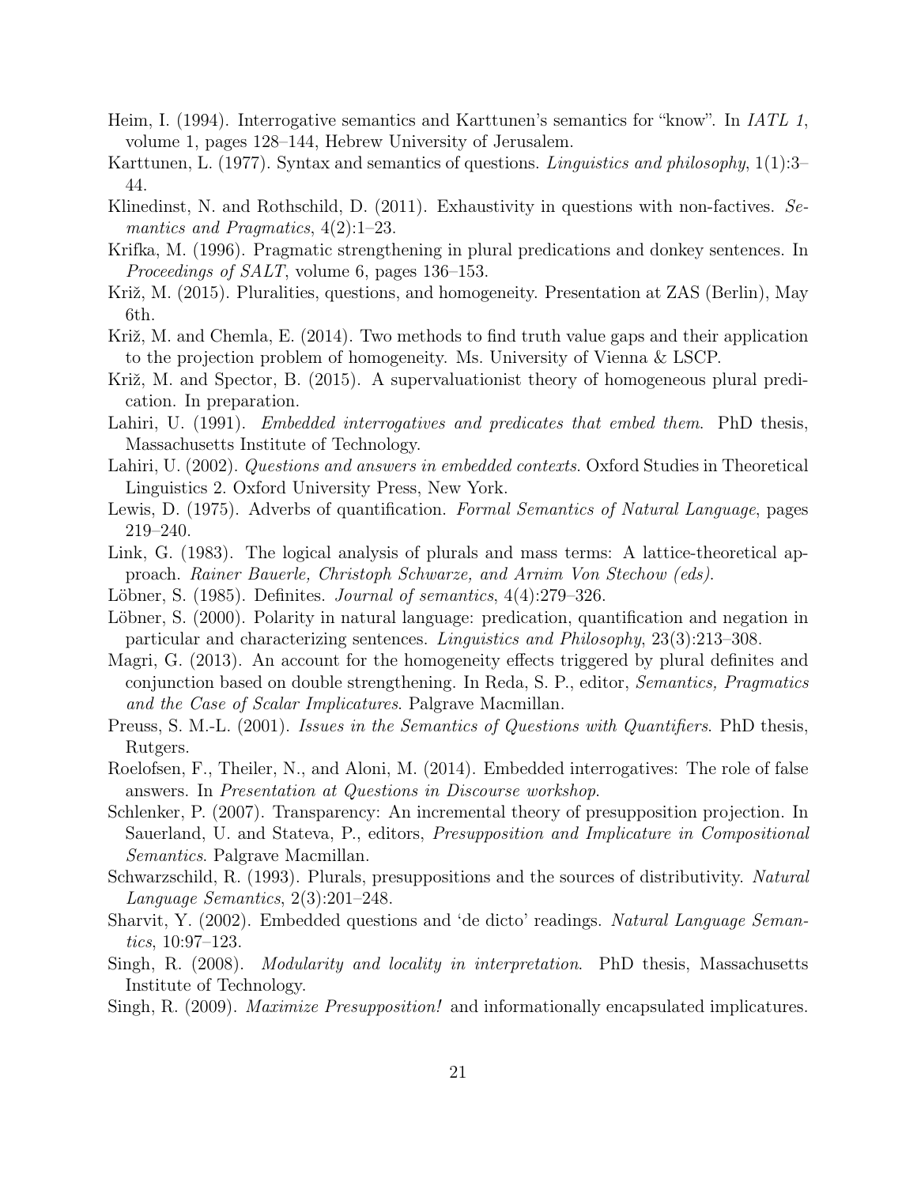Heim, I. (1994). Interrogative semantics and Karttunen's semantics for "know". In *IATL 1*, volume 1, pages 128–144, Hebrew University of Jerusalem.

Karttunen, L. (1977). Syntax and semantics of questions. *Linguistics and philosophy*, 1(1):3–44.

Klinedinst, N. and Rothschild, D. (2011). Exhaustivity in questions with non-factives. *Semantics and Pragmatics*, 4(2):1–23.

Krifka, M. (1996). Pragmatic strengthening in plural predications and donkey sentences. In *Proceedings of SALT*, volume 6, pages 136–153.

Križ, M. (2015). Pluralities, questions, and homogeneity. Presentation at ZAS (Berlin), May 6th.

Križ, M. and Chemla, E. (2014). Two methods to find truth value gaps and their application to the projection problem of homogeneity. Ms. University of Vienna & LSCP.

Križ, M. and Spector, B. (2015). A supervaluationist theory of homogeneous plural predication. In preparation.

Lahiri, U. (1991). *Embedded interrogatives and predicates that embed them*. PhD thesis, Massachusetts Institute of Technology.

Lahiri, U. (2002). *Questions and answers in embedded contexts*. Oxford Studies in Theoretical Linguistics 2. Oxford University Press, New York.

Lewis, D. (1975). Adverbs of quantification. *Formal Semantics of Natural Language*, pages 219–240.

Link, G. (1983). The logical analysis of plurals and mass terms: A lattice-theoretical approach. *Rainer Bauerle, Christoph Schwarze, and Arnim Von Stechow (eds)*.

Löbner, S. (1985). Definites. *Journal of semantics*, 4(4):279–326.

Löbner, S. (2000). Polarity in natural language: predication, quantification and negation in particular and characterizing sentences. *Linguistics and Philosophy*, 23(3):213–308.

Magri, G. (2013). An account for the homogeneity effects triggered by plural definites and conjunction based on double strengthening. In Reda, S. P., editor, *Semantics, Pragmatics and the Case of Scalar Implicatures*. Palgrave Macmillan.

Preuss, S. M.-L. (2001). *Issues in the Semantics of Questions with Quantifiers*. PhD thesis, Rutgers.

Roelofsen, F., Theiler, N., and Aloni, M. (2014). Embedded interrogatives: The role of false answers. In *Presentation at Questions in Discourse workshop*.

Schlenker, P. (2007). Transparency: An incremental theory of presupposition projection. In Sauerland, U. and Stateva, P., editors, *Presupposition and Implicature in Compositional Semantics*. Palgrave Macmillan.

Schwarzschild, R. (1993). Plurals, presuppositions and the sources of distributivity. *Natural Language Semantics*, 2(3):201–248.

Sharvit, Y. (2002). Embedded questions and 'de dicto' readings. *Natural Language Semantics*, 10:97–123.

Singh, R. (2008). *Modularity and locality in interpretation*. PhD thesis, Massachusetts Institute of Technology.

Singh, R. (2009). *Maximize Presupposition!* and informationally encapsulated implicatures.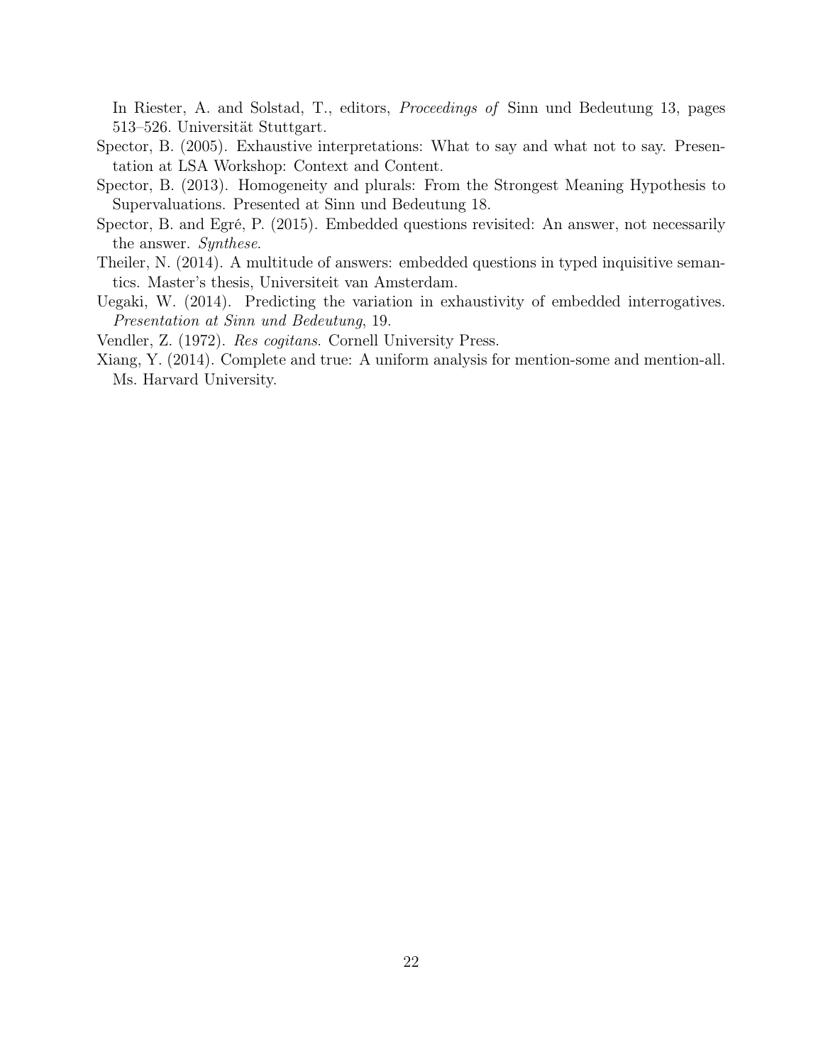In Riester, A. and Solstad, T., editors, *Proceedings of* Sinn und Bedeutung 13, pages 513–526. Universität Stuttgart.

Spector, B. (2005). Exhaustive interpretations: What to say and what not to say. Presentation at LSA Workshop: Context and Content.

Spector, B. (2013). Homogeneity and plurals: From the Strongest Meaning Hypothesis to Supervaluations. Presented at Sinn und Bedeutung 18.

Spector, B. and Egré, P. (2015). Embedded questions revisited: An answer, not necessarily the answer. *Synthese*.

Theiler, N. (2014). A multitude of answers: embedded questions in typed inquisitive semantics. Master's thesis, Universiteit van Amsterdam.

Uegaki, W. (2014). Predicting the variation in exhaustivity of embedded interrogatives. *Presentation at Sinn und Bedeutung*, 19.

Vendler, Z. (1972). *Res cogitans*. Cornell University Press.

Xiang, Y. (2014). Complete and true: A uniform analysis for mention-some and mention-all. Ms. Harvard University.